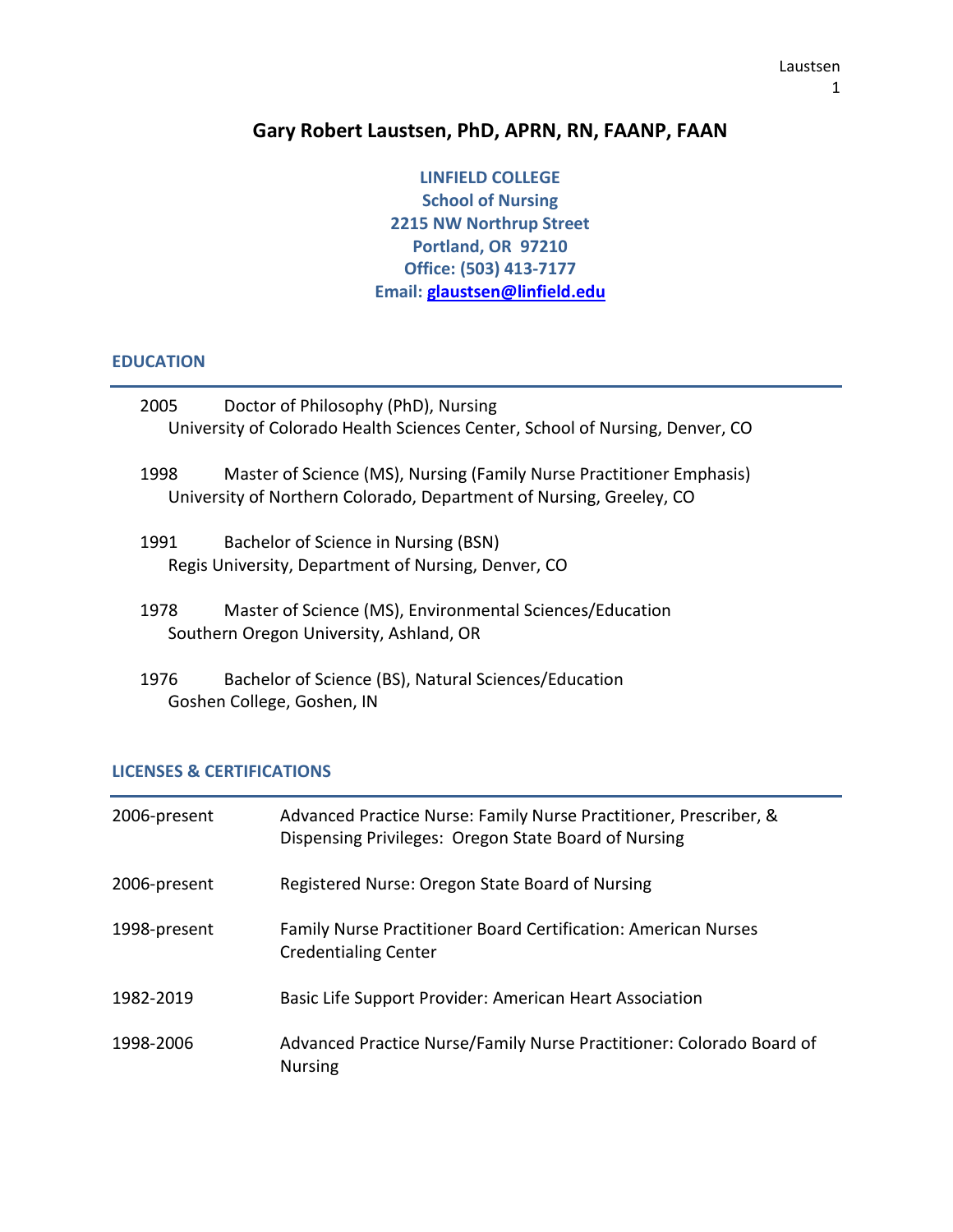# Gary Robert Laustsen, PhD, APRN, RN, FAANP, FAAN

**LINFIELD COLLEGE**
**School of Nursing**
**2215 NW Northrup Street**
**Portland, OR 97210**
**Office: (503) 413-7177**
**Email: glaustsen@linfield.edu**

## EDUCATION

2005 Doctor of Philosophy (PhD), Nursing
University of Colorado Health Sciences Center, School of Nursing, Denver, CO

1998 Master of Science (MS), Nursing (Family Nurse Practitioner Emphasis)
University of Northern Colorado, Department of Nursing, Greeley, CO

1991 Bachelor of Science in Nursing (BSN)
Regis University, Department of Nursing, Denver, CO

1978 Master of Science (MS), Environmental Sciences/Education
Southern Oregon University, Ashland, OR

1976 Bachelor of Science (BS), Natural Sciences/Education
Goshen College, Goshen, IN

## LICENSES & CERTIFICATIONS

| | |
|---|---|
| 2006-present | Advanced Practice Nurse: Family Nurse Practitioner, Prescriber, & Dispensing Privileges: Oregon State Board of Nursing |
| 2006-present | Registered Nurse: Oregon State Board of Nursing |
| 1998-present | Family Nurse Practitioner Board Certification: American Nurses Credentialing Center |
| 1982-2019 | Basic Life Support Provider: American Heart Association |
| 1998-2006 | Advanced Practice Nurse/Family Nurse Practitioner: Colorado Board of Nursing |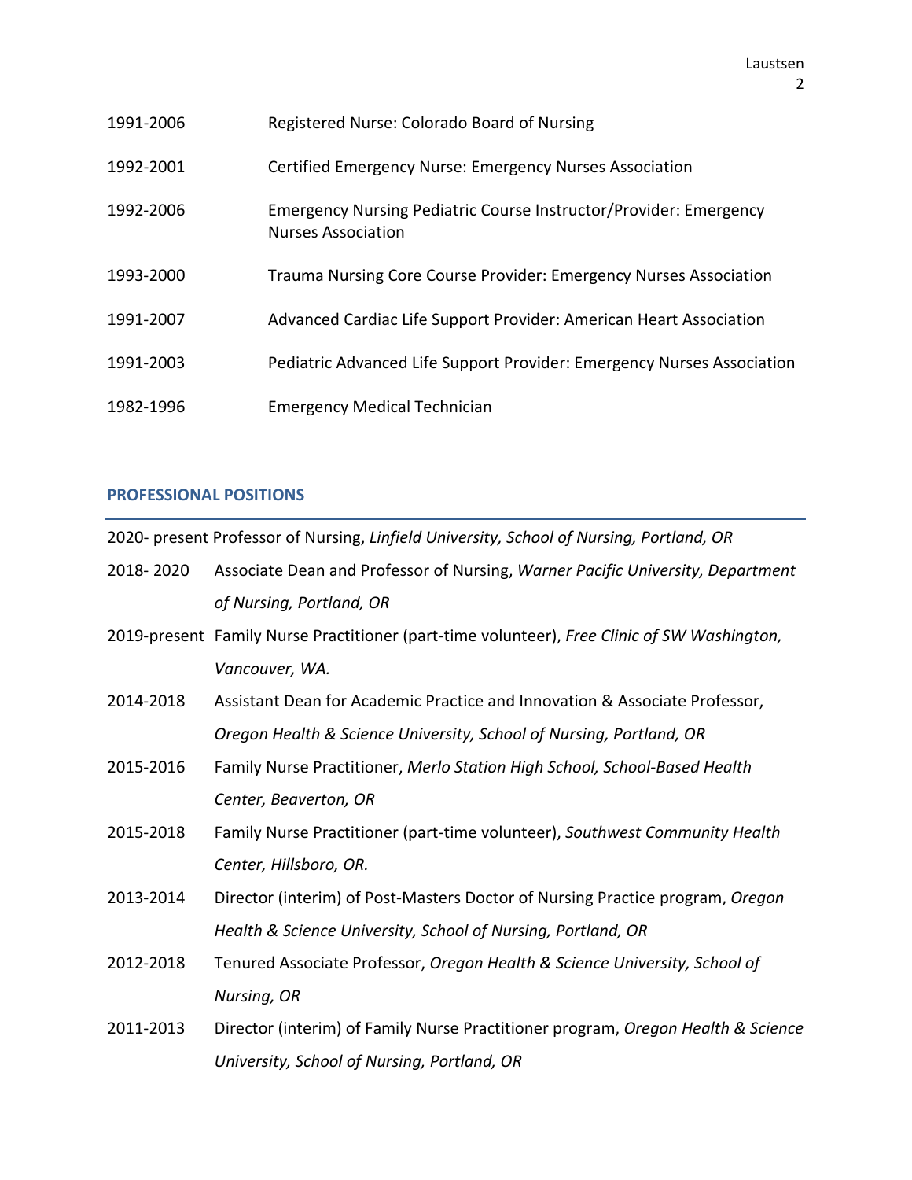| | |
|---|---|
| 1991-2006 | Registered Nurse: Colorado Board of Nursing |
| 1992-2001 | Certified Emergency Nurse: Emergency Nurses Association |
| 1992-2006 | Emergency Nursing Pediatric Course Instructor/Provider: Emergency Nurses Association |
| 1993-2000 | Trauma Nursing Core Course Provider: Emergency Nurses Association |
| 1991-2007 | Advanced Cardiac Life Support Provider: American Heart Association |
| 1991-2003 | Pediatric Advanced Life Support Provider: Emergency Nurses Association |
| 1982-1996 | Emergency Medical Technician |

## PROFESSIONAL POSITIONS

2020- present Professor of Nursing, *Linfield University, School of Nursing, Portland, OR*

2018- 2020 Associate Dean and Professor of Nursing, *Warner Pacific University, Department of Nursing, Portland, OR*

2019-present Family Nurse Practitioner (part-time volunteer), *Free Clinic of SW Washington, Vancouver, WA.*

2014-2018 Assistant Dean for Academic Practice and Innovation & Associate Professor, *Oregon Health & Science University, School of Nursing, Portland, OR*

2015-2016 Family Nurse Practitioner, *Merlo Station High School, School-Based Health Center, Beaverton, OR*

2015-2018 Family Nurse Practitioner (part-time volunteer), *Southwest Community Health Center, Hillsboro, OR.*

2013-2014 Director (interim) of Post-Masters Doctor of Nursing Practice program, *Oregon Health & Science University, School of Nursing, Portland, OR*

2012-2018 Tenured Associate Professor, *Oregon Health & Science University, School of Nursing, OR*

2011-2013 Director (interim) of Family Nurse Practitioner program, *Oregon Health & Science University, School of Nursing, Portland, OR*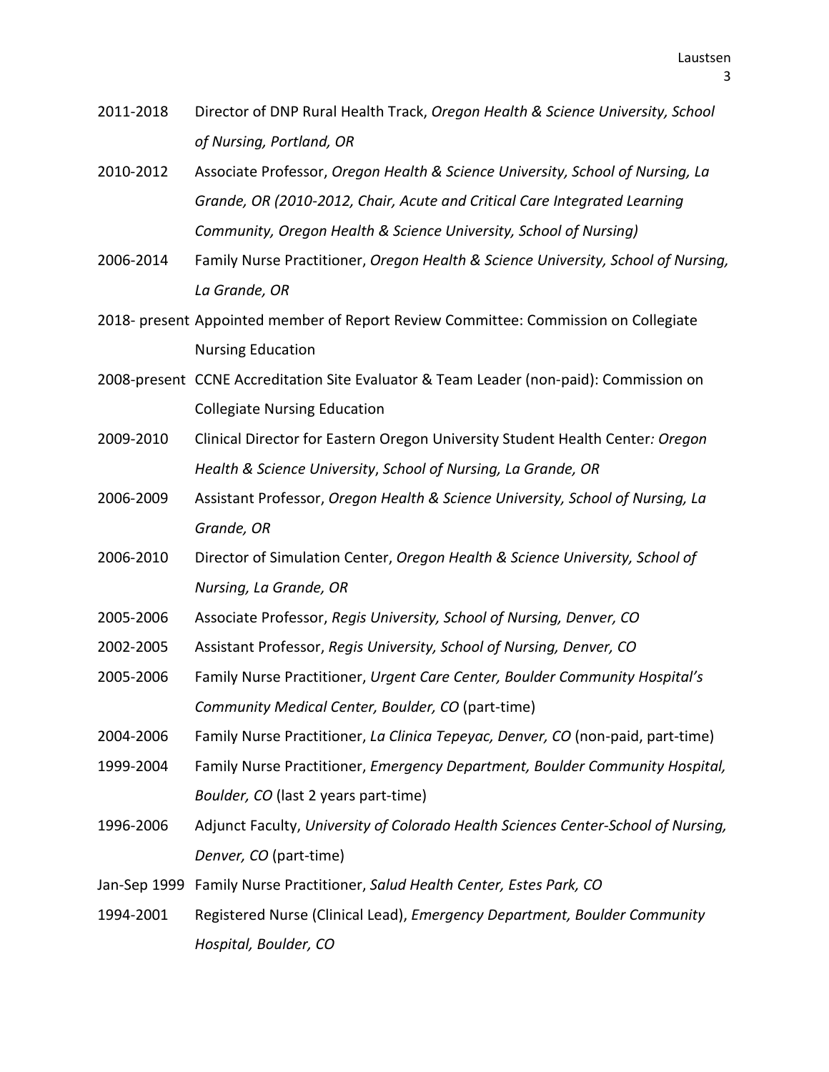2011-2018 Director of DNP Rural Health Track, *Oregon Health & Science University, School of Nursing, Portland, OR*

2010-2012 Associate Professor, *Oregon Health & Science University, School of Nursing, La Grande, OR (2010-2012, Chair, Acute and Critical Care Integrated Learning Community, Oregon Health & Science University, School of Nursing)*

2006-2014 Family Nurse Practitioner, *Oregon Health & Science University, School of Nursing, La Grande, OR*

2018- present Appointed member of Report Review Committee: Commission on Collegiate Nursing Education

2008-present CCNE Accreditation Site Evaluator & Team Leader (non-paid): Commission on Collegiate Nursing Education

2009-2010 Clinical Director for Eastern Oregon University Student Health Center*: Oregon Health & Science University*, *School of Nursing, La Grande, OR*

2006-2009 Assistant Professor, *Oregon Health & Science University, School of Nursing, La Grande, OR*

2006-2010 Director of Simulation Center, *Oregon Health & Science University, School of Nursing, La Grande, OR*

2005-2006 Associate Professor, *Regis University, School of Nursing, Denver, CO*

2002-2005 Assistant Professor, *Regis University, School of Nursing, Denver, CO*

2005-2006 Family Nurse Practitioner, *Urgent Care Center, Boulder Community Hospital's Community Medical Center, Boulder, CO* (part-time)

2004-2006 Family Nurse Practitioner, *La Clinica Tepeyac, Denver, CO* (non-paid, part-time)

1999-2004 Family Nurse Practitioner, *Emergency Department, Boulder Community Hospital, Boulder, CO* (last 2 years part-time)

1996-2006 Adjunct Faculty, *University of Colorado Health Sciences Center-School of Nursing, Denver, CO* (part-time)

Jan-Sep 1999 Family Nurse Practitioner, *Salud Health Center, Estes Park, CO*

1994-2001 Registered Nurse (Clinical Lead), *Emergency Department, Boulder Community Hospital, Boulder, CO*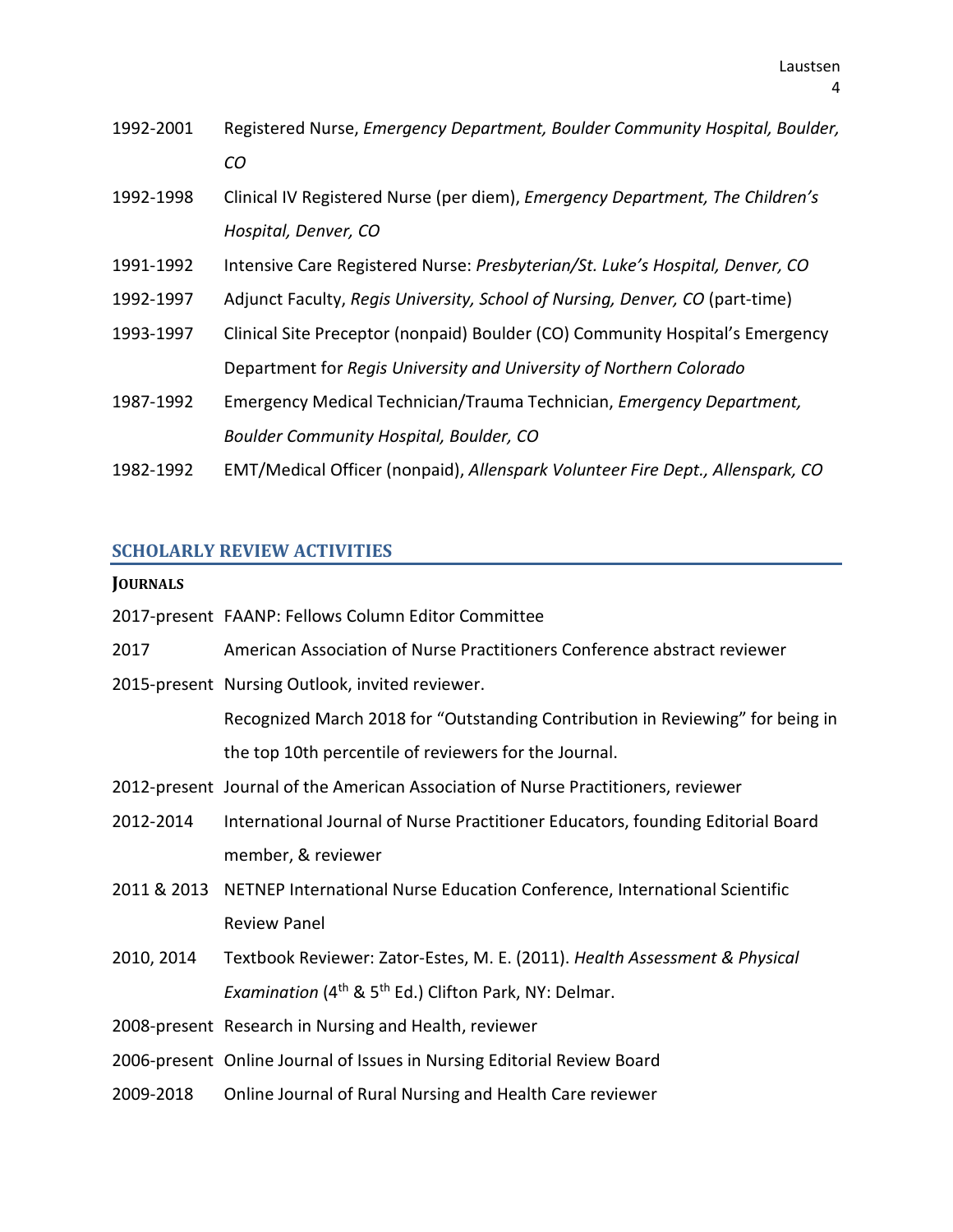1992-2001 Registered Nurse, *Emergency Department, Boulder Community Hospital, Boulder, CO*

1992-1998 Clinical IV Registered Nurse (per diem), *Emergency Department, The Children's Hospital, Denver, CO*

1991-1992 Intensive Care Registered Nurse: *Presbyterian/St. Luke's Hospital, Denver, CO*

1992-1997 Adjunct Faculty, *Regis University, School of Nursing, Denver, CO* (part-time)

1993-1997 Clinical Site Preceptor (nonpaid) Boulder (CO) Community Hospital's Emergency Department for *Regis University and University of Northern Colorado*

1987-1992 Emergency Medical Technician/Trauma Technician, *Emergency Department, Boulder Community Hospital, Boulder, CO*

1982-1992 EMT/Medical Officer (nonpaid), *Allenspark Volunteer Fire Dept., Allenspark, CO*

## SCHOLARLY REVIEW ACTIVITIES

### JOURNALS

2017-present FAANP: Fellows Column Editor Committee

2017 American Association of Nurse Practitioners Conference abstract reviewer

2015-present Nursing Outlook, invited reviewer.
Recognized March 2018 for "Outstanding Contribution in Reviewing" for being in the top 10th percentile of reviewers for the Journal.

2012-present Journal of the American Association of Nurse Practitioners, reviewer

2012-2014 International Journal of Nurse Practitioner Educators, founding Editorial Board member, & reviewer

2011 & 2013 NETNEP International Nurse Education Conference, International Scientific Review Panel

2010, 2014 Textbook Reviewer: Zator-Estes, M. E. (2011). *Health Assessment & Physical Examination* (4th & 5th Ed.) Clifton Park, NY: Delmar.

2008-present Research in Nursing and Health, reviewer

2006-present Online Journal of Issues in Nursing Editorial Review Board

2009-2018 Online Journal of Rural Nursing and Health Care reviewer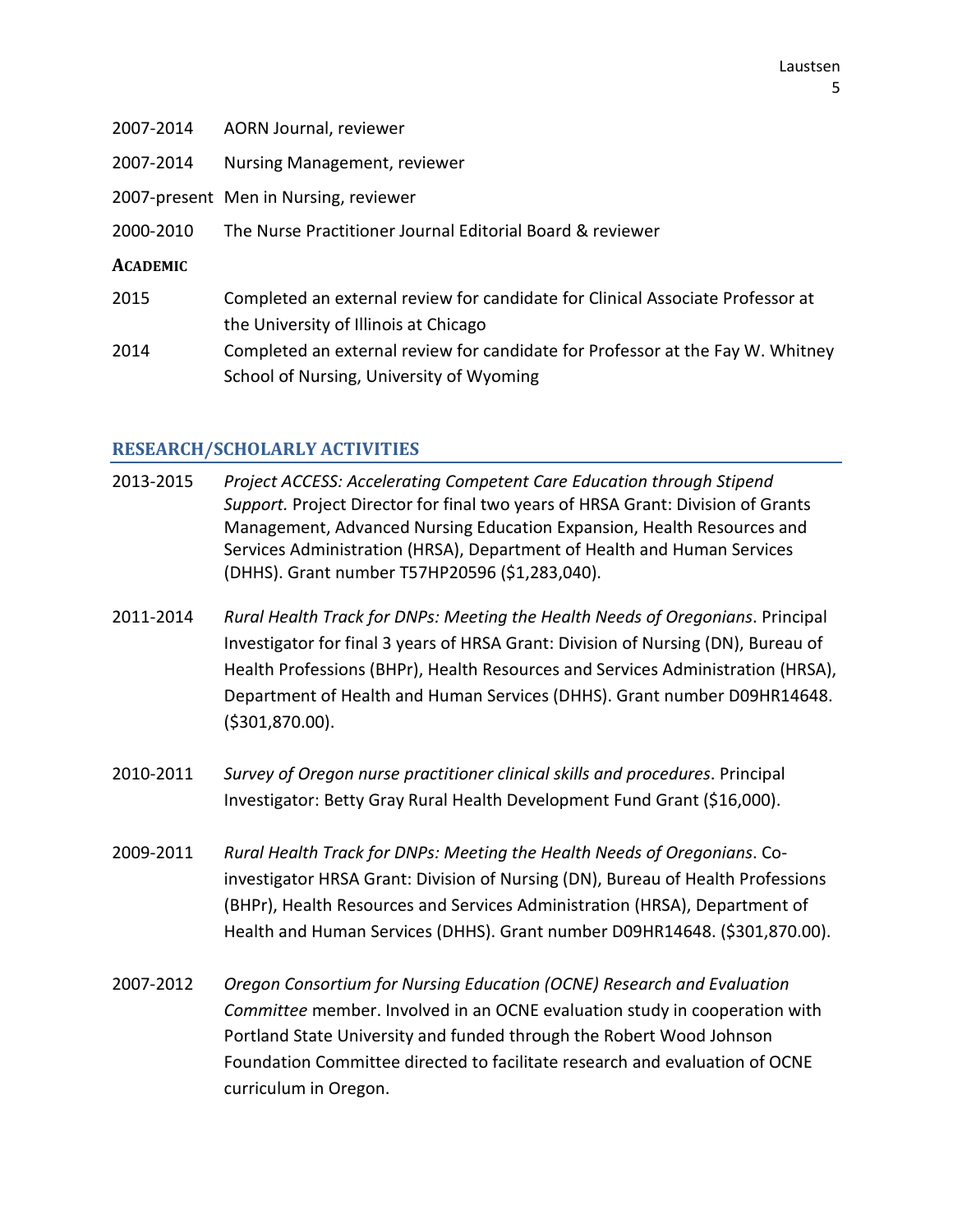2007-2014 AORN Journal, reviewer

2007-2014 Nursing Management, reviewer

2007-present Men in Nursing, reviewer

2000-2010 The Nurse Practitioner Journal Editorial Board & reviewer

**ACADEMIC**

2015 Completed an external review for candidate for Clinical Associate Professor at the University of Illinois at Chicago

2014 Completed an external review for candidate for Professor at the Fay W. Whitney School of Nursing, University of Wyoming

## RESEARCH/SCHOLARLY ACTIVITIES

2013-2015 *Project ACCESS: Accelerating Competent Care Education through Stipend Support.* Project Director for final two years of HRSA Grant: Division of Grants Management, Advanced Nursing Education Expansion, Health Resources and Services Administration (HRSA), Department of Health and Human Services (DHHS). Grant number T57HP20596 ($1,283,040).

2011-2014 *Rural Health Track for DNPs: Meeting the Health Needs of Oregonians*. Principal Investigator for final 3 years of HRSA Grant: Division of Nursing (DN), Bureau of Health Professions (BHPr), Health Resources and Services Administration (HRSA), Department of Health and Human Services (DHHS). Grant number D09HR14648. ($301,870.00).

2010-2011 *Survey of Oregon nurse practitioner clinical skills and procedures*. Principal Investigator: Betty Gray Rural Health Development Fund Grant ($16,000).

2009-2011 *Rural Health Track for DNPs: Meeting the Health Needs of Oregonians*. Co-investigator HRSA Grant: Division of Nursing (DN), Bureau of Health Professions (BHPr), Health Resources and Services Administration (HRSA), Department of Health and Human Services (DHHS). Grant number D09HR14648. ($301,870.00).

2007-2012 *Oregon Consortium for Nursing Education (OCNE) Research and Evaluation Committee* member. Involved in an OCNE evaluation study in cooperation with Portland State University and funded through the Robert Wood Johnson Foundation Committee directed to facilitate research and evaluation of OCNE curriculum in Oregon.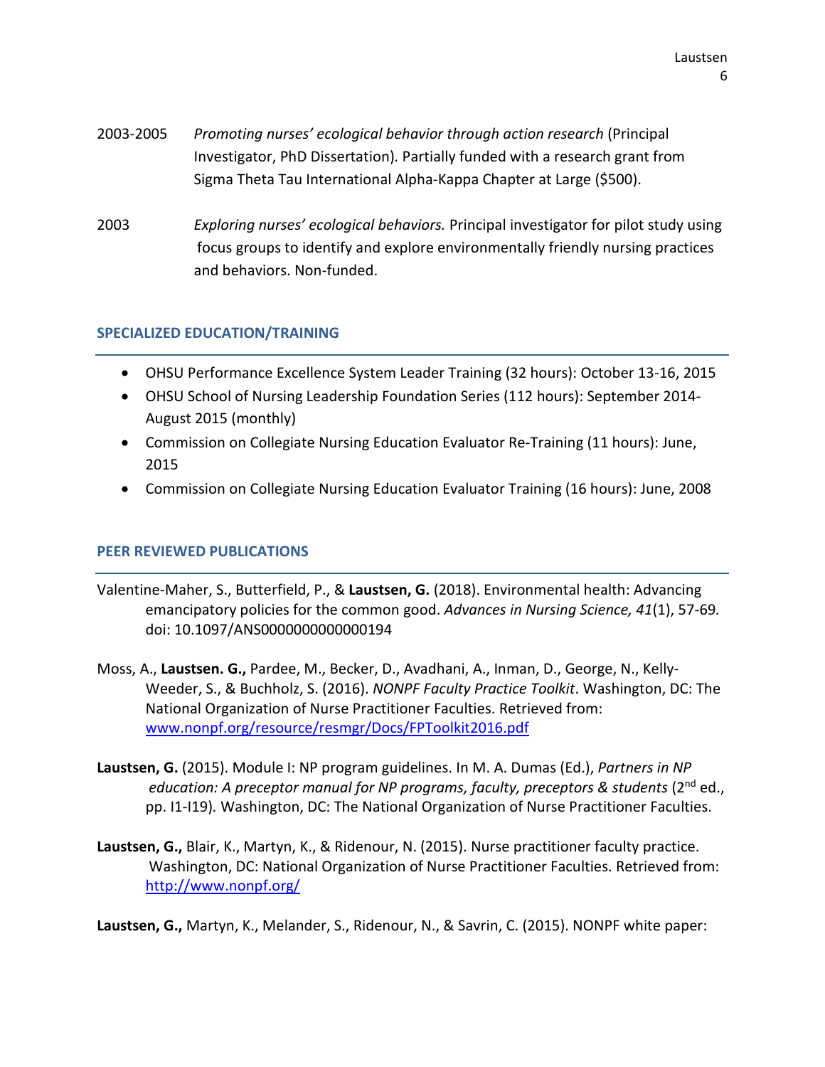2003-2005 *Promoting nurses' ecological behavior through action research* (Principal Investigator, PhD Dissertation). Partially funded with a research grant from Sigma Theta Tau International Alpha-Kappa Chapter at Large ($500).

2003 *Exploring nurses' ecological behaviors.* Principal investigator for pilot study using focus groups to identify and explore environmentally friendly nursing practices and behaviors. Non-funded.

## SPECIALIZED EDUCATION/TRAINING

- OHSU Performance Excellence System Leader Training (32 hours): October 13-16, 2015
- OHSU School of Nursing Leadership Foundation Series (112 hours): September 2014-August 2015 (monthly)
- Commission on Collegiate Nursing Education Evaluator Re-Training (11 hours): June, 2015
- Commission on Collegiate Nursing Education Evaluator Training (16 hours): June, 2008

## PEER REVIEWED PUBLICATIONS

Valentine-Maher, S., Butterfield, P., & **Laustsen, G.** (2018). Environmental health: Advancing emancipatory policies for the common good. *Advances in Nursing Science, 41*(1), 57-69. doi: 10.1097/ANS0000000000000194

Moss, A., **Laustsen. G.,** Pardee, M., Becker, D., Avadhani, A., Inman, D., George, N., Kelly-Weeder, S., & Buchholz, S. (2016). *NONPF Faculty Practice Toolkit*. Washington, DC: The National Organization of Nurse Practitioner Faculties. Retrieved from: www.nonpf.org/resource/resmgr/Docs/FPToolkit2016.pdf

**Laustsen, G.** (2015). Module I: NP program guidelines. In M. A. Dumas (Ed.), *Partners in NP education: A preceptor manual for NP programs, faculty, preceptors & students* (2nd ed., pp. I1-I19). Washington, DC: The National Organization of Nurse Practitioner Faculties.

**Laustsen, G.,** Blair, K., Martyn, K., & Ridenour, N. (2015). Nurse practitioner faculty practice. Washington, DC: National Organization of Nurse Practitioner Faculties. Retrieved from: http://www.nonpf.org/

**Laustsen, G.,** Martyn, K., Melander, S., Ridenour, N., & Savrin, C. (2015). NONPF white paper: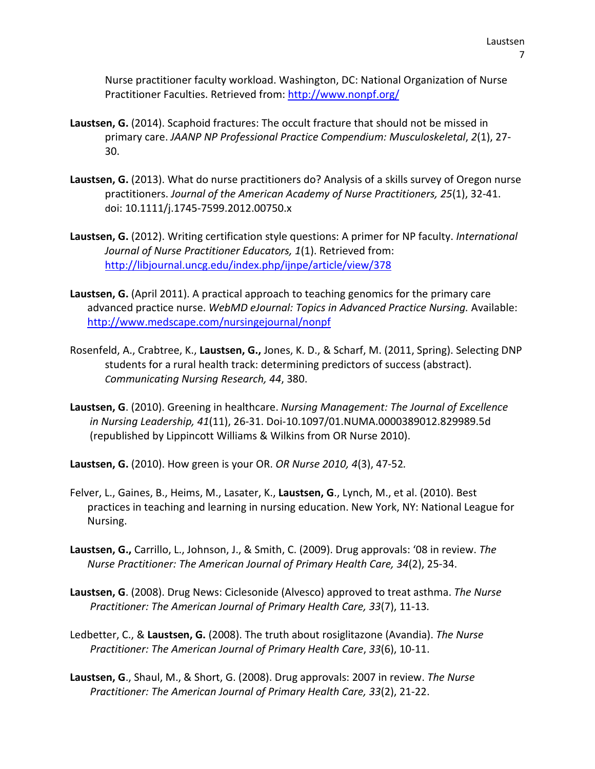Nurse practitioner faculty workload. Washington, DC: National Organization of Nurse Practitioner Faculties. Retrieved from: http://www.nonpf.org/

**Laustsen, G.** (2014). Scaphoid fractures: The occult fracture that should not be missed in primary care. *JAANP NP Professional Practice Compendium: Musculoskeletal*, *2*(1), 27-30.

**Laustsen, G.** (2013). What do nurse practitioners do? Analysis of a skills survey of Oregon nurse practitioners. *Journal of the American Academy of Nurse Practitioners, 25*(1), 32-41. doi: 10.1111/j.1745-7599.2012.00750.x

**Laustsen, G.** (2012). Writing certification style questions: A primer for NP faculty. *International Journal of Nurse Practitioner Educators, 1*(1). Retrieved from: http://libjournal.uncg.edu/index.php/ijnpe/article/view/378

**Laustsen, G.** (April 2011). A practical approach to teaching genomics for the primary care advanced practice nurse. *WebMD eJournal: Topics in Advanced Practice Nursing.* Available: http://www.medscape.com/nursingejournal/nonpf

Rosenfeld, A., Crabtree, K., **Laustsen, G.,** Jones, K. D., & Scharf, M. (2011, Spring). Selecting DNP students for a rural health track: determining predictors of success (abstract). *Communicating Nursing Research, 44*, 380.

**Laustsen, G**. (2010). Greening in healthcare. *Nursing Management: The Journal of Excellence in Nursing Leadership, 41*(11), 26-31. Doi-10.1097/01.NUMA.0000389012.829989.5d (republished by Lippincott Williams & Wilkins from OR Nurse 2010).

**Laustsen, G.** (2010). How green is your OR. *OR Nurse 2010, 4*(3), 47-52*.*

Felver, L., Gaines, B., Heims, M., Lasater, K., **Laustsen, G**., Lynch, M., et al. (2010). Best practices in teaching and learning in nursing education. New York, NY: National League for Nursing.

**Laustsen, G.,** Carrillo, L., Johnson, J., & Smith, C. (2009). Drug approvals: '08 in review. *The Nurse Practitioner: The American Journal of Primary Health Care, 34*(2), 25-34.

**Laustsen, G**. (2008). Drug News: Ciclesonide (Alvesco) approved to treat asthma. *The Nurse Practitioner: The American Journal of Primary Health Care, 33*(7), 11-13*.*

Ledbetter, C., & **Laustsen, G.** (2008). The truth about rosiglitazone (Avandia). *The Nurse Practitioner: The American Journal of Primary Health Care*, *33*(6), 10-11.

**Laustsen, G**., Shaul, M., & Short, G. (2008). Drug approvals: 2007 in review. *The Nurse Practitioner: The American Journal of Primary Health Care, 33*(2), 21-22.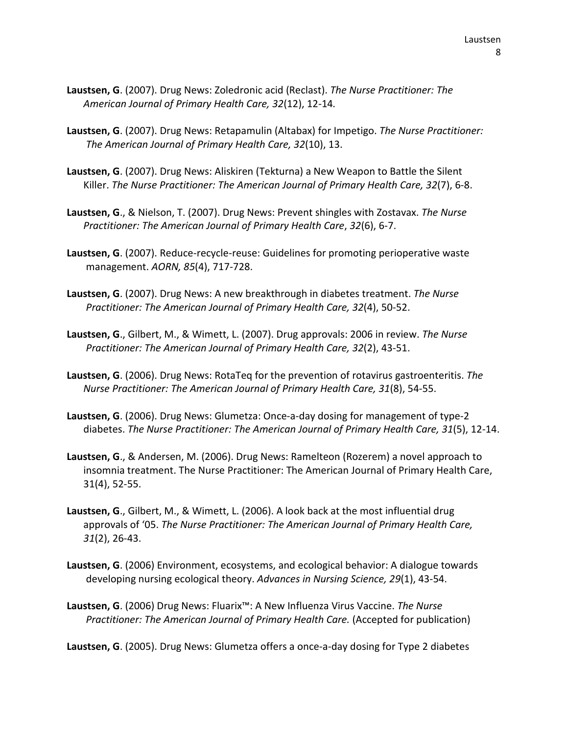**Laustsen, G**. (2007). Drug News: Zoledronic acid (Reclast). *The Nurse Practitioner: The American Journal of Primary Health Care, 32*(12), 12-14.

**Laustsen, G**. (2007). Drug News: Retapamulin (Altabax) for Impetigo. *The Nurse Practitioner: The American Journal of Primary Health Care, 32*(10), 13.

**Laustsen, G**. (2007). Drug News: Aliskiren (Tekturna) a New Weapon to Battle the Silent Killer. *The Nurse Practitioner: The American Journal of Primary Health Care, 32*(7), 6-8.

**Laustsen, G**., & Nielson, T. (2007). Drug News: Prevent shingles with Zostavax. *The Nurse Practitioner: The American Journal of Primary Health Care*, *32*(6), 6-7.

**Laustsen, G**. (2007). Reduce-recycle-reuse: Guidelines for promoting perioperative waste management. *AORN, 85*(4), 717-728.

**Laustsen, G**. (2007). Drug News: A new breakthrough in diabetes treatment. *The Nurse Practitioner: The American Journal of Primary Health Care, 32*(4), 50-52.

**Laustsen, G**., Gilbert, M., & Wimett, L. (2007). Drug approvals: 2006 in review. *The Nurse Practitioner: The American Journal of Primary Health Care, 32*(2), 43-51.

**Laustsen, G**. (2006). Drug News: RotaTeq for the prevention of rotavirus gastroenteritis. *The Nurse Practitioner: The American Journal of Primary Health Care, 31*(8), 54-55.

**Laustsen, G**. (2006). Drug News: Glumetza: Once-a-day dosing for management of type-2 diabetes. *The Nurse Practitioner: The American Journal of Primary Health Care, 31*(5), 12-14.

**Laustsen, G**., & Andersen, M. (2006). Drug News: Ramelteon (Rozerem) a novel approach to insomnia treatment. The Nurse Practitioner: The American Journal of Primary Health Care, 31(4), 52-55.

**Laustsen, G**., Gilbert, M., & Wimett, L. (2006). A look back at the most influential drug approvals of '05. *The Nurse Practitioner: The American Journal of Primary Health Care, 31*(2), 26-43.

**Laustsen, G**. (2006) Environment, ecosystems, and ecological behavior: A dialogue towards developing nursing ecological theory. *Advances in Nursing Science, 29*(1), 43-54.

**Laustsen, G**. (2006) Drug News: Fluarix™: A New Influenza Virus Vaccine. *The Nurse Practitioner: The American Journal of Primary Health Care.* (Accepted for publication)

**Laustsen, G**. (2005). Drug News: Glumetza offers a once-a-day dosing for Type 2 diabetes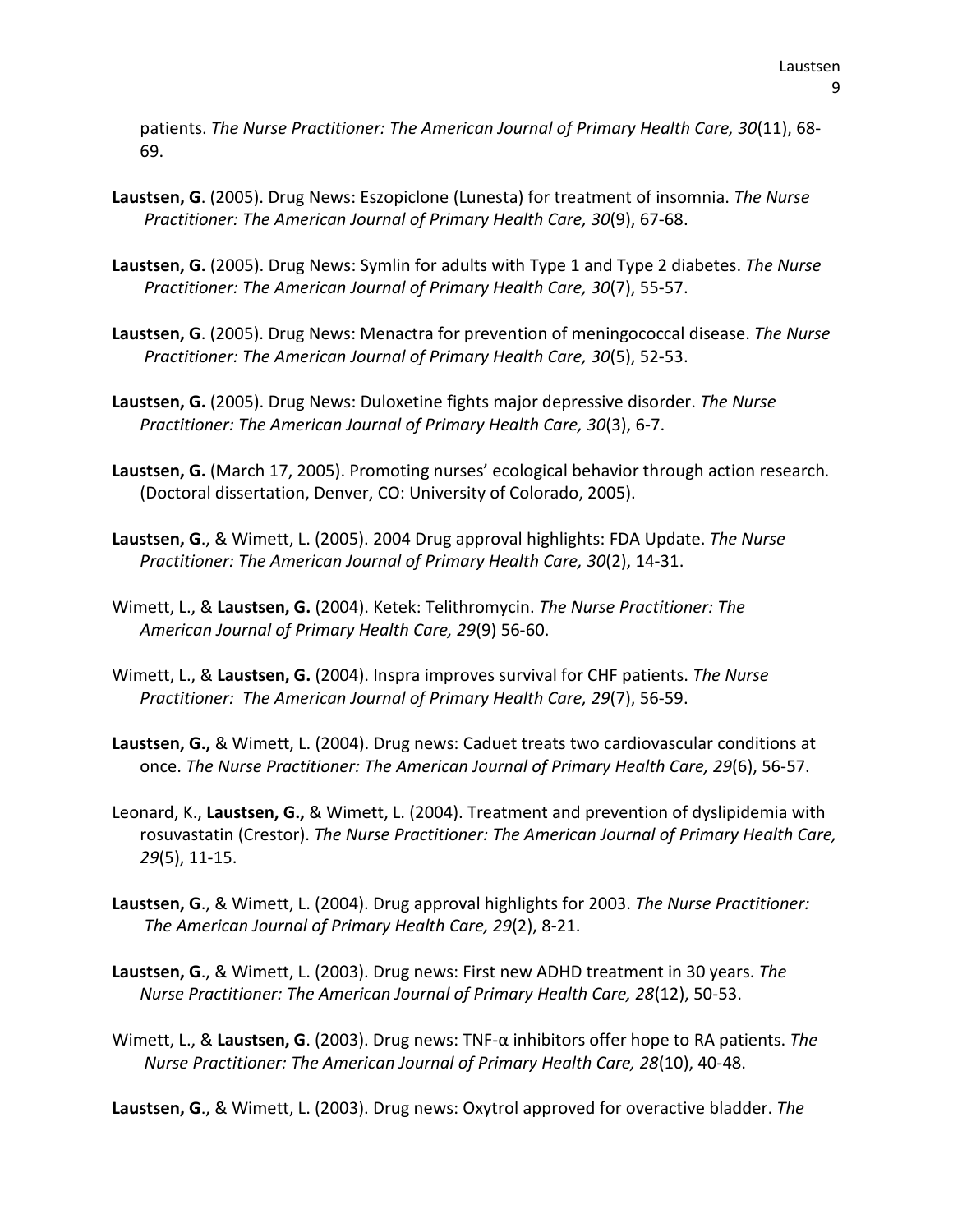patients. *The Nurse Practitioner: The American Journal of Primary Health Care, 30*(11), 68-69.

**Laustsen, G**. (2005). Drug News: Eszopiclone (Lunesta) for treatment of insomnia. *The Nurse Practitioner: The American Journal of Primary Health Care, 30*(9), 67-68.

**Laustsen, G.** (2005). Drug News: Symlin for adults with Type 1 and Type 2 diabetes. *The Nurse Practitioner: The American Journal of Primary Health Care, 30*(7), 55-57.

**Laustsen, G**. (2005). Drug News: Menactra for prevention of meningococcal disease. *The Nurse Practitioner: The American Journal of Primary Health Care, 30*(5), 52-53.

**Laustsen, G.** (2005). Drug News: Duloxetine fights major depressive disorder. *The Nurse Practitioner: The American Journal of Primary Health Care, 30*(3), 6-7.

**Laustsen, G.** (March 17, 2005). Promoting nurses' ecological behavior through action research*.* (Doctoral dissertation, Denver, CO: University of Colorado, 2005).

**Laustsen, G**., & Wimett, L. (2005). 2004 Drug approval highlights: FDA Update. *The Nurse Practitioner: The American Journal of Primary Health Care, 30*(2), 14-31.

Wimett, L., & **Laustsen, G.** (2004). Ketek: Telithromycin. *The Nurse Practitioner: The American Journal of Primary Health Care, 29*(9) 56-60.

Wimett, L., & **Laustsen, G.** (2004). Inspra improves survival for CHF patients. *The Nurse Practitioner: The American Journal of Primary Health Care, 29*(7), 56-59.

**Laustsen, G.,** & Wimett, L. (2004). Drug news: Caduet treats two cardiovascular conditions at once. *The Nurse Practitioner: The American Journal of Primary Health Care, 29*(6), 56-57.

Leonard, K., **Laustsen, G.,** & Wimett, L. (2004). Treatment and prevention of dyslipidemia with rosuvastatin (Crestor). *The Nurse Practitioner: The American Journal of Primary Health Care, 29*(5), 11-15.

**Laustsen, G**., & Wimett, L. (2004). Drug approval highlights for 2003. *The Nurse Practitioner: The American Journal of Primary Health Care, 29*(2), 8-21.

**Laustsen, G**., & Wimett, L. (2003). Drug news: First new ADHD treatment in 30 years. *The Nurse Practitioner: The American Journal of Primary Health Care, 28*(12), 50-53.

Wimett, L., & **Laustsen, G**. (2003). Drug news: TNF-α inhibitors offer hope to RA patients. *The Nurse Practitioner: The American Journal of Primary Health Care, 28*(10), 40-48.

**Laustsen, G**., & Wimett, L. (2003). Drug news: Oxytrol approved for overactive bladder. *The*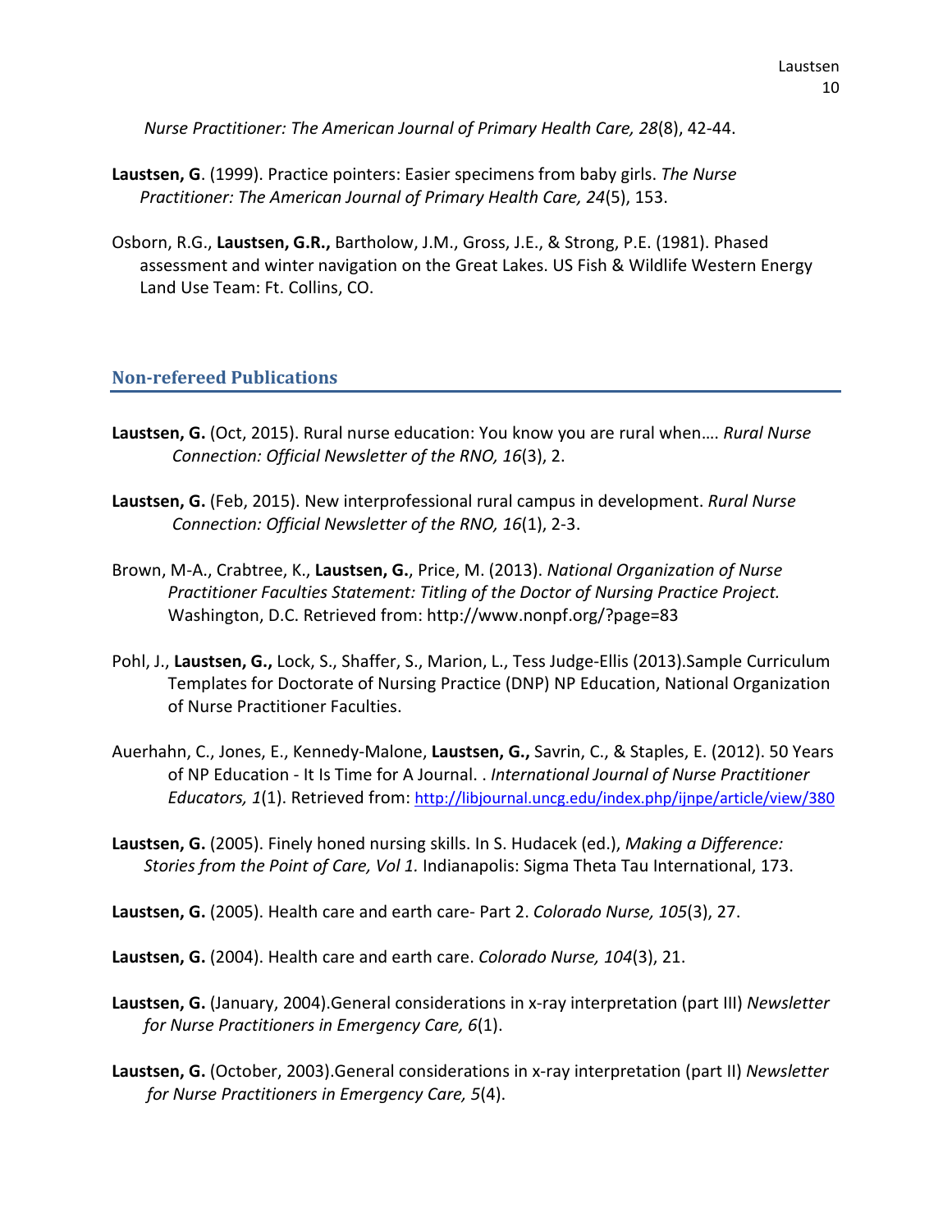*Nurse Practitioner: The American Journal of Primary Health Care, 28*(8), 42-44.

**Laustsen, G**. (1999). Practice pointers: Easier specimens from baby girls. *The Nurse Practitioner: The American Journal of Primary Health Care, 24*(5), 153.

Osborn, R.G., **Laustsen, G.R.,** Bartholow, J.M., Gross, J.E., & Strong, P.E. (1981). Phased assessment and winter navigation on the Great Lakes. US Fish & Wildlife Western Energy Land Use Team: Ft. Collins, CO.

## Non-refereed Publications

**Laustsen, G.** (Oct, 2015). Rural nurse education: You know you are rural when…. *Rural Nurse Connection: Official Newsletter of the RNO, 16*(3), 2.

**Laustsen, G.** (Feb, 2015). New interprofessional rural campus in development. *Rural Nurse Connection: Official Newsletter of the RNO, 16*(1), 2-3.

Brown, M-A., Crabtree, K., **Laustsen, G.**, Price, M. (2013). *National Organization of Nurse Practitioner Faculties Statement: Titling of the Doctor of Nursing Practice Project.* Washington, D.C. Retrieved from: http://www.nonpf.org/?page=83

Pohl, J., **Laustsen, G.,** Lock, S., Shaffer, S., Marion, L., Tess Judge-Ellis (2013).Sample Curriculum Templates for Doctorate of Nursing Practice (DNP) NP Education, National Organization of Nurse Practitioner Faculties.

Auerhahn, C., Jones, E., Kennedy-Malone, **Laustsen, G.,** Savrin, C., & Staples, E. (2012). 50 Years of NP Education - It Is Time for A Journal. . *International Journal of Nurse Practitioner Educators, 1*(1). Retrieved from: http://libjournal.uncg.edu/index.php/ijnpe/article/view/380

**Laustsen, G.** (2005). Finely honed nursing skills. In S. Hudacek (ed.), *Making a Difference: Stories from the Point of Care, Vol 1.* Indianapolis: Sigma Theta Tau International, 173.

**Laustsen, G.** (2005). Health care and earth care- Part 2. *Colorado Nurse, 105*(3), 27.

**Laustsen, G.** (2004). Health care and earth care. *Colorado Nurse, 104*(3), 21.

**Laustsen, G.** (January, 2004).General considerations in x-ray interpretation (part III) *Newsletter for Nurse Practitioners in Emergency Care, 6*(1).

**Laustsen, G.** (October, 2003).General considerations in x-ray interpretation (part II) *Newsletter for Nurse Practitioners in Emergency Care, 5*(4).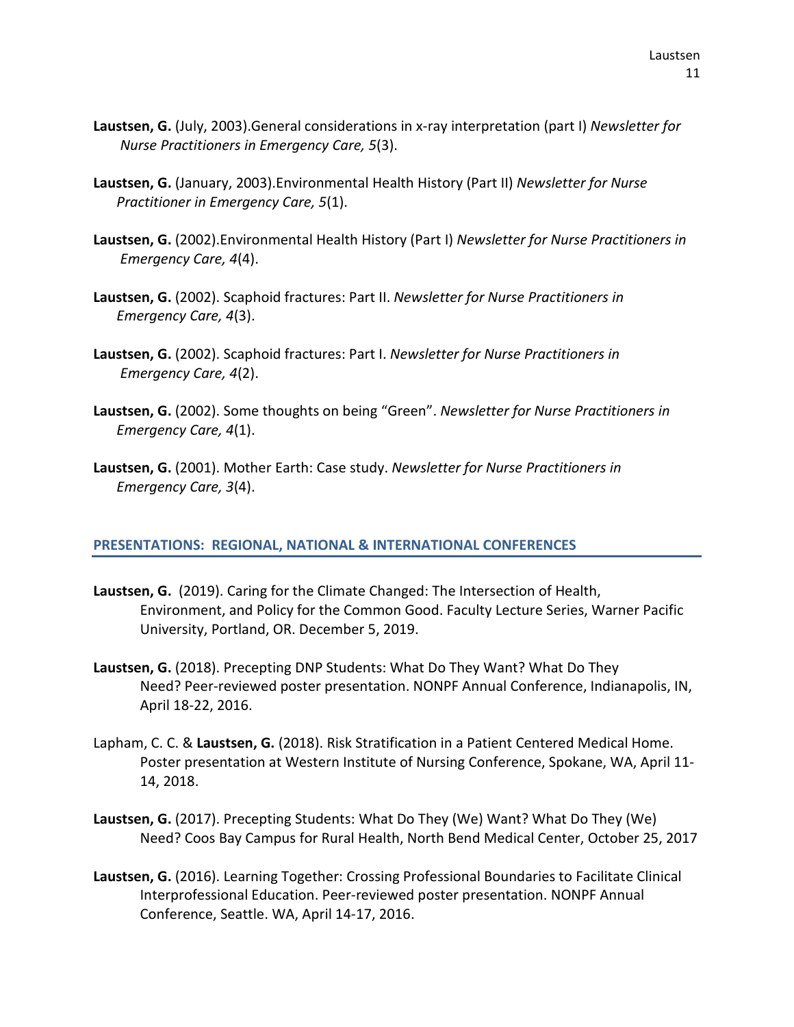**Laustsen, G.** (July, 2003).General considerations in x-ray interpretation (part I) *Newsletter for Nurse Practitioners in Emergency Care, 5*(3).

**Laustsen, G.** (January, 2003).Environmental Health History (Part II) *Newsletter for Nurse Practitioner in Emergency Care, 5*(1).

**Laustsen, G.** (2002).Environmental Health History (Part I) *Newsletter for Nurse Practitioners in Emergency Care, 4*(4).

**Laustsen, G.** (2002). Scaphoid fractures: Part II. *Newsletter for Nurse Practitioners in Emergency Care, 4*(3).

**Laustsen, G.** (2002). Scaphoid fractures: Part I. *Newsletter for Nurse Practitioners in Emergency Care, 4*(2).

**Laustsen, G.** (2002). Some thoughts on being "Green". *Newsletter for Nurse Practitioners in Emergency Care, 4*(1).

**Laustsen, G.** (2001). Mother Earth: Case study. *Newsletter for Nurse Practitioners in Emergency Care, 3*(4).

## PRESENTATIONS: REGIONAL, NATIONAL & INTERNATIONAL CONFERENCES

**Laustsen, G.** (2019). Caring for the Climate Changed: The Intersection of Health, Environment, and Policy for the Common Good. Faculty Lecture Series, Warner Pacific University, Portland, OR. December 5, 2019.

**Laustsen, G.** (2018). Precepting DNP Students: What Do They Want? What Do They Need? Peer-reviewed poster presentation. NONPF Annual Conference, Indianapolis, IN, April 18-22, 2016.

Lapham, C. C. & **Laustsen, G.** (2018). Risk Stratification in a Patient Centered Medical Home. Poster presentation at Western Institute of Nursing Conference, Spokane, WA, April 11-14, 2018.

**Laustsen, G.** (2017). Precepting Students: What Do They (We) Want? What Do They (We) Need? Coos Bay Campus for Rural Health, North Bend Medical Center, October 25, 2017

**Laustsen, G.** (2016). Learning Together: Crossing Professional Boundaries to Facilitate Clinical Interprofessional Education. Peer-reviewed poster presentation. NONPF Annual Conference, Seattle. WA, April 14-17, 2016.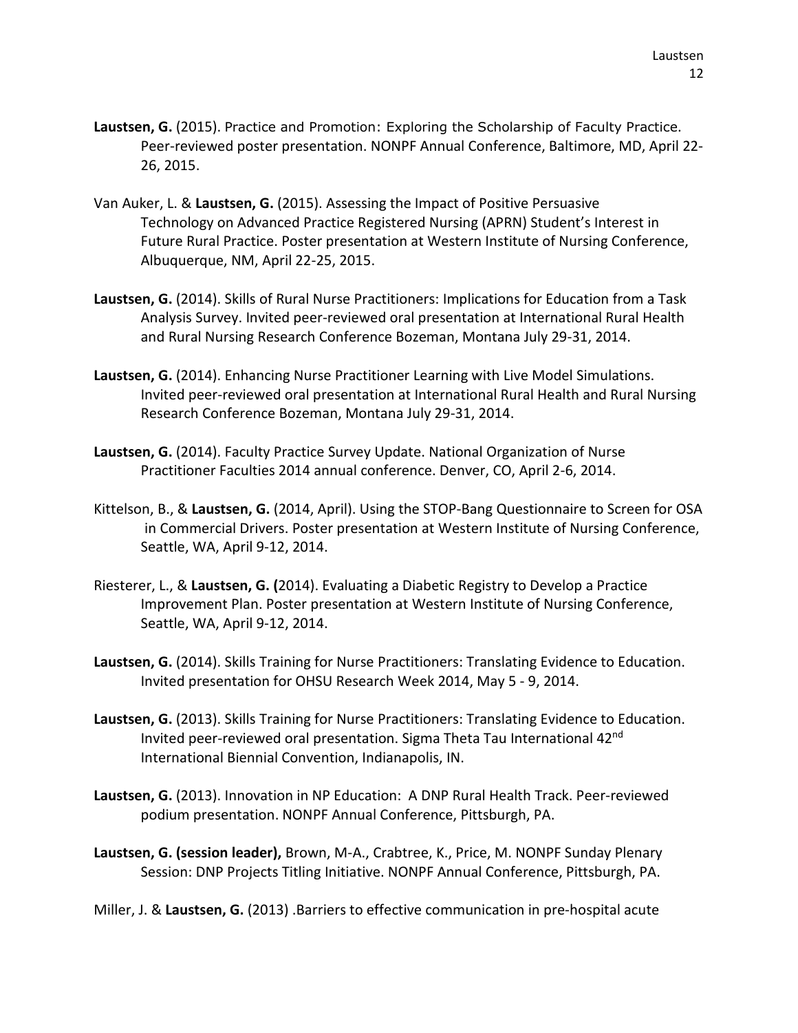**Laustsen, G.** (2015). Practice and Promotion: Exploring the Scholarship of Faculty Practice. Peer-reviewed poster presentation. NONPF Annual Conference, Baltimore, MD, April 22-26, 2015.

Van Auker, L. & **Laustsen, G.** (2015). Assessing the Impact of Positive Persuasive Technology on Advanced Practice Registered Nursing (APRN) Student's Interest in Future Rural Practice. Poster presentation at Western Institute of Nursing Conference, Albuquerque, NM, April 22-25, 2015.

**Laustsen, G.** (2014). Skills of Rural Nurse Practitioners: Implications for Education from a Task Analysis Survey. Invited peer-reviewed oral presentation at International Rural Health and Rural Nursing Research Conference Bozeman, Montana July 29-31, 2014.

**Laustsen, G.** (2014). Enhancing Nurse Practitioner Learning with Live Model Simulations. Invited peer-reviewed oral presentation at International Rural Health and Rural Nursing Research Conference Bozeman, Montana July 29-31, 2014.

**Laustsen, G.** (2014). Faculty Practice Survey Update. National Organization of Nurse Practitioner Faculties 2014 annual conference. Denver, CO, April 2-6, 2014.

Kittelson, B., & **Laustsen, G.** (2014, April). Using the STOP-Bang Questionnaire to Screen for OSA in Commercial Drivers. Poster presentation at Western Institute of Nursing Conference, Seattle, WA, April 9-12, 2014.

Riesterer, L., & **Laustsen, G. (**2014). Evaluating a Diabetic Registry to Develop a Practice Improvement Plan. Poster presentation at Western Institute of Nursing Conference, Seattle, WA, April 9-12, 2014.

**Laustsen, G.** (2014). Skills Training for Nurse Practitioners: Translating Evidence to Education. Invited presentation for OHSU Research Week 2014, May 5 - 9, 2014.

**Laustsen, G.** (2013). Skills Training for Nurse Practitioners: Translating Evidence to Education. Invited peer-reviewed oral presentation. Sigma Theta Tau International 42nd International Biennial Convention, Indianapolis, IN.

**Laustsen, G.** (2013). Innovation in NP Education: A DNP Rural Health Track. Peer-reviewed podium presentation. NONPF Annual Conference, Pittsburgh, PA.

**Laustsen, G. (session leader),** Brown, M-A., Crabtree, K., Price, M. NONPF Sunday Plenary Session: DNP Projects Titling Initiative. NONPF Annual Conference, Pittsburgh, PA.

Miller, J. & **Laustsen, G.** (2013) .Barriers to effective communication in pre-hospital acute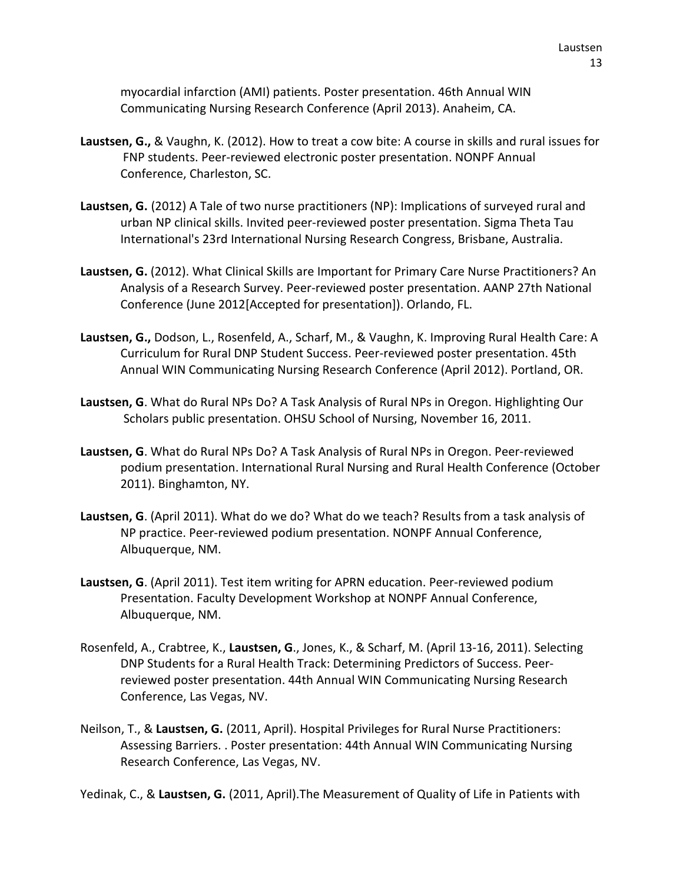myocardial infarction (AMI) patients. Poster presentation. 46th Annual WIN Communicating Nursing Research Conference (April 2013). Anaheim, CA.

**Laustsen, G.,** & Vaughn, K. (2012). How to treat a cow bite: A course in skills and rural issues for FNP students. Peer-reviewed electronic poster presentation. NONPF Annual Conference, Charleston, SC.

**Laustsen, G.** (2012) A Tale of two nurse practitioners (NP): Implications of surveyed rural and urban NP clinical skills. Invited peer-reviewed poster presentation. Sigma Theta Tau International's 23rd International Nursing Research Congress, Brisbane, Australia.

**Laustsen, G.** (2012). What Clinical Skills are Important for Primary Care Nurse Practitioners? An Analysis of a Research Survey. Peer-reviewed poster presentation. AANP 27th National Conference (June 2012[Accepted for presentation]). Orlando, FL.

**Laustsen, G.,** Dodson, L., Rosenfeld, A., Scharf, M., & Vaughn, K. Improving Rural Health Care: A Curriculum for Rural DNP Student Success. Peer-reviewed poster presentation. 45th Annual WIN Communicating Nursing Research Conference (April 2012). Portland, OR.

**Laustsen, G**. What do Rural NPs Do? A Task Analysis of Rural NPs in Oregon. Highlighting Our Scholars public presentation. OHSU School of Nursing, November 16, 2011.

**Laustsen, G**. What do Rural NPs Do? A Task Analysis of Rural NPs in Oregon. Peer-reviewed podium presentation. International Rural Nursing and Rural Health Conference (October 2011). Binghamton, NY.

**Laustsen, G**. (April 2011). What do we do? What do we teach? Results from a task analysis of NP practice. Peer-reviewed podium presentation. NONPF Annual Conference, Albuquerque, NM.

**Laustsen, G**. (April 2011). Test item writing for APRN education. Peer-reviewed podium Presentation. Faculty Development Workshop at NONPF Annual Conference, Albuquerque, NM.

Rosenfeld, A., Crabtree, K., **Laustsen, G**., Jones, K., & Scharf, M. (April 13-16, 2011). Selecting DNP Students for a Rural Health Track: Determining Predictors of Success. Peer-reviewed poster presentation. 44th Annual WIN Communicating Nursing Research Conference, Las Vegas, NV.

Neilson, T., & **Laustsen, G.** (2011, April). Hospital Privileges for Rural Nurse Practitioners: Assessing Barriers. . Poster presentation: 44th Annual WIN Communicating Nursing Research Conference, Las Vegas, NV.

Yedinak, C., & **Laustsen, G.** (2011, April).The Measurement of Quality of Life in Patients with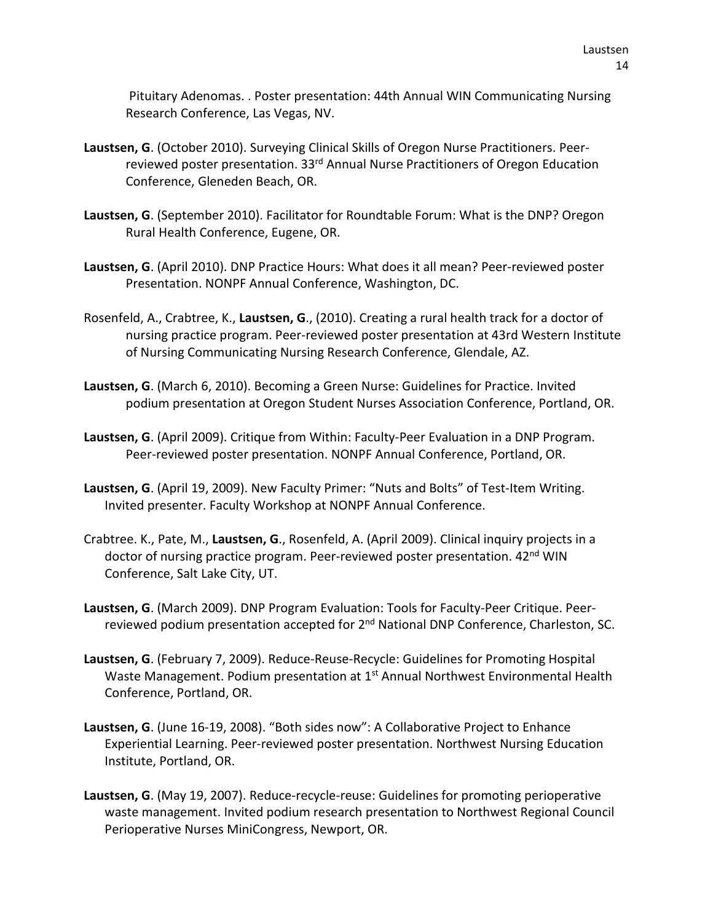Pituitary Adenomas. . Poster presentation: 44th Annual WIN Communicating Nursing Research Conference, Las Vegas, NV.

**Laustsen, G**. (October 2010). Surveying Clinical Skills of Oregon Nurse Practitioners. Peer-reviewed poster presentation. 33rd Annual Nurse Practitioners of Oregon Education Conference, Gleneden Beach, OR.

**Laustsen, G**. (September 2010). Facilitator for Roundtable Forum: What is the DNP? Oregon Rural Health Conference, Eugene, OR.

**Laustsen, G**. (April 2010). DNP Practice Hours: What does it all mean? Peer-reviewed poster Presentation. NONPF Annual Conference, Washington, DC.

Rosenfeld, A., Crabtree, K., **Laustsen, G**., (2010). Creating a rural health track for a doctor of nursing practice program. Peer-reviewed poster presentation at 43rd Western Institute of Nursing Communicating Nursing Research Conference, Glendale, AZ.

**Laustsen, G**. (March 6, 2010). Becoming a Green Nurse: Guidelines for Practice. Invited podium presentation at Oregon Student Nurses Association Conference, Portland, OR.

**Laustsen, G**. (April 2009). Critique from Within: Faculty-Peer Evaluation in a DNP Program. Peer-reviewed poster presentation. NONPF Annual Conference, Portland, OR.

**Laustsen, G**. (April 19, 2009). New Faculty Primer: "Nuts and Bolts" of Test-Item Writing. Invited presenter. Faculty Workshop at NONPF Annual Conference.

Crabtree. K., Pate, M., **Laustsen, G**., Rosenfeld, A. (April 2009). Clinical inquiry projects in a doctor of nursing practice program. Peer-reviewed poster presentation. 42nd WIN Conference, Salt Lake City, UT.

**Laustsen, G**. (March 2009). DNP Program Evaluation: Tools for Faculty-Peer Critique. Peer-reviewed podium presentation accepted for 2nd National DNP Conference, Charleston, SC.

**Laustsen, G**. (February 7, 2009). Reduce-Reuse-Recycle: Guidelines for Promoting Hospital Waste Management. Podium presentation at 1st Annual Northwest Environmental Health Conference, Portland, OR.

**Laustsen, G**. (June 16-19, 2008). "Both sides now": A Collaborative Project to Enhance Experiential Learning. Peer-reviewed poster presentation. Northwest Nursing Education Institute, Portland, OR.

**Laustsen, G**. (May 19, 2007). Reduce-recycle-reuse: Guidelines for promoting perioperative waste management. Invited podium research presentation to Northwest Regional Council Perioperative Nurses MiniCongress, Newport, OR.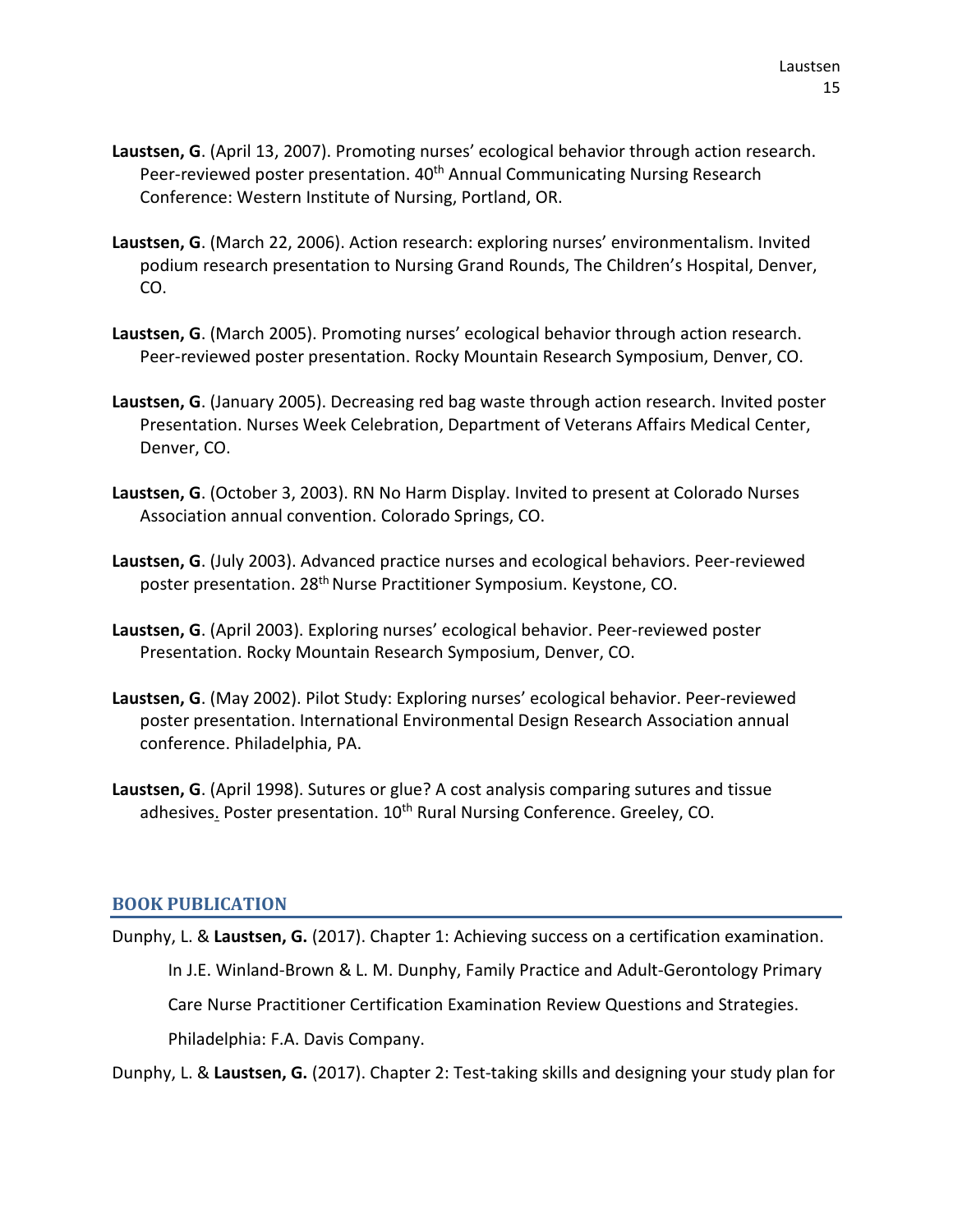**Laustsen, G**. (April 13, 2007). Promoting nurses' ecological behavior through action research. Peer-reviewed poster presentation. 40th Annual Communicating Nursing Research Conference: Western Institute of Nursing, Portland, OR.

**Laustsen, G**. (March 22, 2006). Action research: exploring nurses' environmentalism. Invited podium research presentation to Nursing Grand Rounds, The Children's Hospital, Denver, CO.

**Laustsen, G**. (March 2005). Promoting nurses' ecological behavior through action research. Peer-reviewed poster presentation. Rocky Mountain Research Symposium, Denver, CO.

**Laustsen, G**. (January 2005). Decreasing red bag waste through action research. Invited poster Presentation. Nurses Week Celebration, Department of Veterans Affairs Medical Center, Denver, CO.

**Laustsen, G**. (October 3, 2003). RN No Harm Display. Invited to present at Colorado Nurses Association annual convention. Colorado Springs, CO.

**Laustsen, G**. (July 2003). Advanced practice nurses and ecological behaviors. Peer-reviewed poster presentation. 28th Nurse Practitioner Symposium. Keystone, CO.

**Laustsen, G**. (April 2003). Exploring nurses' ecological behavior. Peer-reviewed poster Presentation. Rocky Mountain Research Symposium, Denver, CO.

**Laustsen, G**. (May 2002). Pilot Study: Exploring nurses' ecological behavior. Peer-reviewed poster presentation. International Environmental Design Research Association annual conference. Philadelphia, PA.

**Laustsen, G**. (April 1998). Sutures or glue? A cost analysis comparing sutures and tissue adhesives. Poster presentation. 10th Rural Nursing Conference. Greeley, CO.

## BOOK PUBLICATION

Dunphy, L. & **Laustsen, G.** (2017). Chapter 1: Achieving success on a certification examination. In J.E. Winland-Brown & L. M. Dunphy, Family Practice and Adult-Gerontology Primary Care Nurse Practitioner Certification Examination Review Questions and Strategies. Philadelphia: F.A. Davis Company.

Dunphy, L. & **Laustsen, G.** (2017). Chapter 2: Test-taking skills and designing your study plan for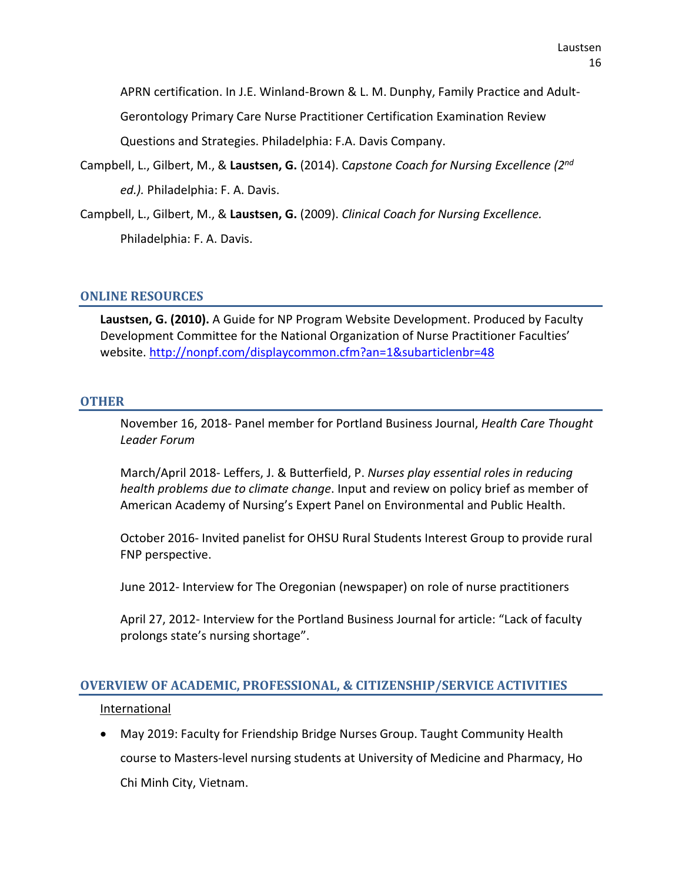APRN certification. In J.E. Winland-Brown & L. M. Dunphy, Family Practice and Adult-Gerontology Primary Care Nurse Practitioner Certification Examination Review Questions and Strategies. Philadelphia: F.A. Davis Company.

Campbell, L., Gilbert, M., & **Laustsen, G.** (2014). C*apstone Coach for Nursing Excellence (2nd ed.).* Philadelphia: F. A. Davis.

Campbell, L., Gilbert, M., & **Laustsen, G.** (2009). *Clinical Coach for Nursing Excellence.* Philadelphia: F. A. Davis.

## ONLINE RESOURCES

**Laustsen, G. (2010).** A Guide for NP Program Website Development. Produced by Faculty Development Committee for the National Organization of Nurse Practitioner Faculties' website. http://nonpf.com/displaycommon.cfm?an=1&subarticlenbr=48

## OTHER

November 16, 2018- Panel member for Portland Business Journal, *Health Care Thought Leader Forum*

March/April 2018- Leffers, J. & Butterfield, P. *Nurses play essential roles in reducing health problems due to climate change*. Input and review on policy brief as member of American Academy of Nursing's Expert Panel on Environmental and Public Health.

October 2016- Invited panelist for OHSU Rural Students Interest Group to provide rural FNP perspective.

June 2012- Interview for The Oregonian (newspaper) on role of nurse practitioners

April 27, 2012- Interview for the Portland Business Journal for article: "Lack of faculty prolongs state's nursing shortage".

## OVERVIEW OF ACADEMIC, PROFESSIONAL, & CITIZENSHIP/SERVICE ACTIVITIES

International

- May 2019: Faculty for Friendship Bridge Nurses Group. Taught Community Health course to Masters-level nursing students at University of Medicine and Pharmacy, Ho Chi Minh City, Vietnam.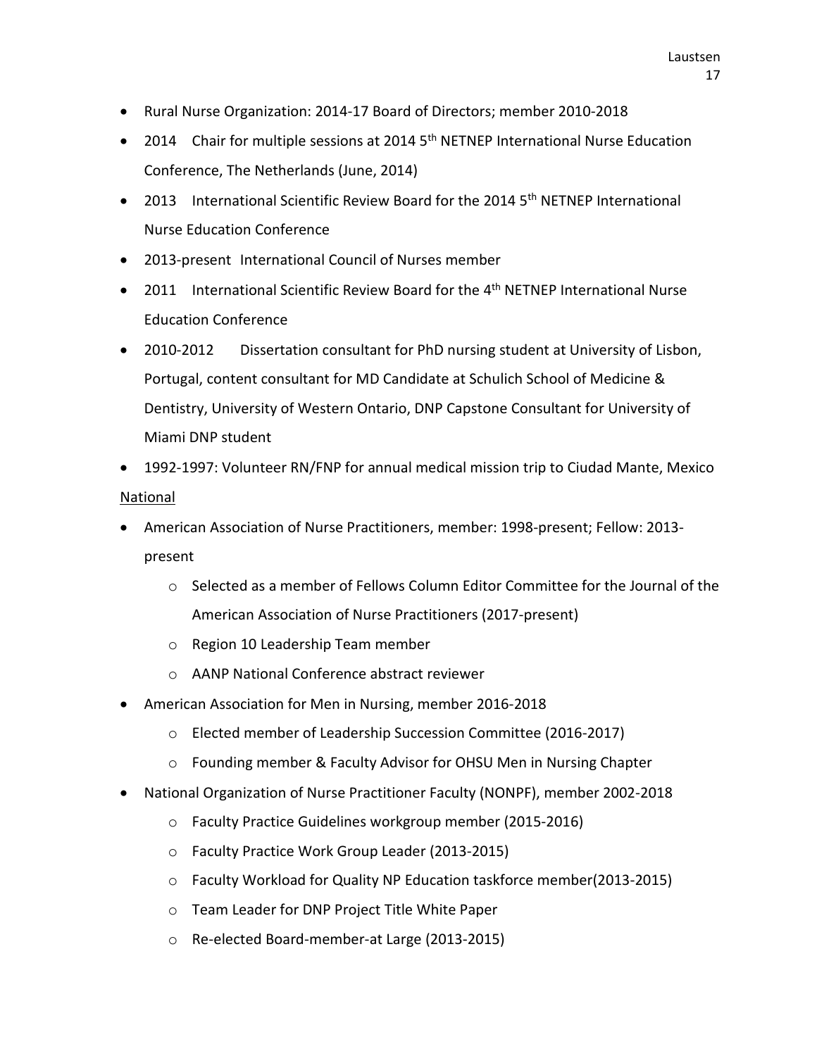- Rural Nurse Organization: 2014-17 Board of Directors; member 2010-2018
- 2014 Chair for multiple sessions at 2014 5th NETNEP International Nurse Education Conference, The Netherlands (June, 2014)
- 2013 International Scientific Review Board for the 2014 5th NETNEP International Nurse Education Conference
- 2013-present International Council of Nurses member
- 2011 International Scientific Review Board for the 4th NETNEP International Nurse Education Conference
- 2010-2012 Dissertation consultant for PhD nursing student at University of Lisbon, Portugal, content consultant for MD Candidate at Schulich School of Medicine & Dentistry, University of Western Ontario, DNP Capstone Consultant for University of Miami DNP student
- 1992-1997: Volunteer RN/FNP for annual medical mission trip to Ciudad Mante, Mexico

<u>National</u>

- American Association of Nurse Practitioners, member: 1998-present; Fellow: 2013-present
  - Selected as a member of Fellows Column Editor Committee for the Journal of the American Association of Nurse Practitioners (2017-present)
  - Region 10 Leadership Team member
  - AANP National Conference abstract reviewer
- American Association for Men in Nursing, member 2016-2018
  - Elected member of Leadership Succession Committee (2016-2017)
  - Founding member & Faculty Advisor for OHSU Men in Nursing Chapter
- National Organization of Nurse Practitioner Faculty (NONPF), member 2002-2018
  - Faculty Practice Guidelines workgroup member (2015-2016)
  - Faculty Practice Work Group Leader (2013-2015)
  - Faculty Workload for Quality NP Education taskforce member(2013-2015)
  - Team Leader for DNP Project Title White Paper
  - Re-elected Board-member-at Large (2013-2015)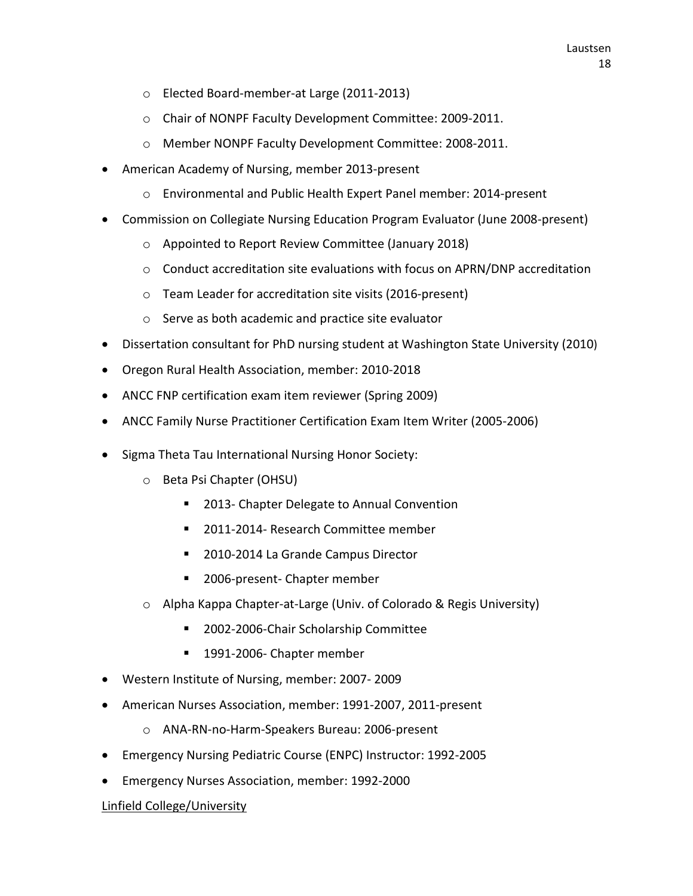- Elected Board-member-at Large (2011-2013)
  - Chair of NONPF Faculty Development Committee: 2009-2011.
  - Member NONPF Faculty Development Committee: 2008-2011.
- American Academy of Nursing, member 2013-present
  - Environmental and Public Health Expert Panel member: 2014-present
- Commission on Collegiate Nursing Education Program Evaluator (June 2008-present)
  - Appointed to Report Review Committee (January 2018)
  - Conduct accreditation site evaluations with focus on APRN/DNP accreditation
  - Team Leader for accreditation site visits (2016-present)
  - Serve as both academic and practice site evaluator
- Dissertation consultant for PhD nursing student at Washington State University (2010)
- Oregon Rural Health Association, member: 2010-2018
- ANCC FNP certification exam item reviewer (Spring 2009)
- ANCC Family Nurse Practitioner Certification Exam Item Writer (2005-2006)
- Sigma Theta Tau International Nursing Honor Society:
  - Beta Psi Chapter (OHSU)
    - 2013- Chapter Delegate to Annual Convention
    - 2011-2014- Research Committee member
    - 2010-2014 La Grande Campus Director
    - 2006-present- Chapter member
  - Alpha Kappa Chapter-at-Large (Univ. of Colorado & Regis University)
    - 2002-2006-Chair Scholarship Committee
    - 1991-2006- Chapter member
- Western Institute of Nursing, member: 2007- 2009
- American Nurses Association, member: 1991-2007, 2011-present
  - ANA-RN-no-Harm-Speakers Bureau: 2006-present
- Emergency Nursing Pediatric Course (ENPC) Instructor: 1992-2005
- Emergency Nurses Association, member: 1992-2000

<u>Linfield College/University</u>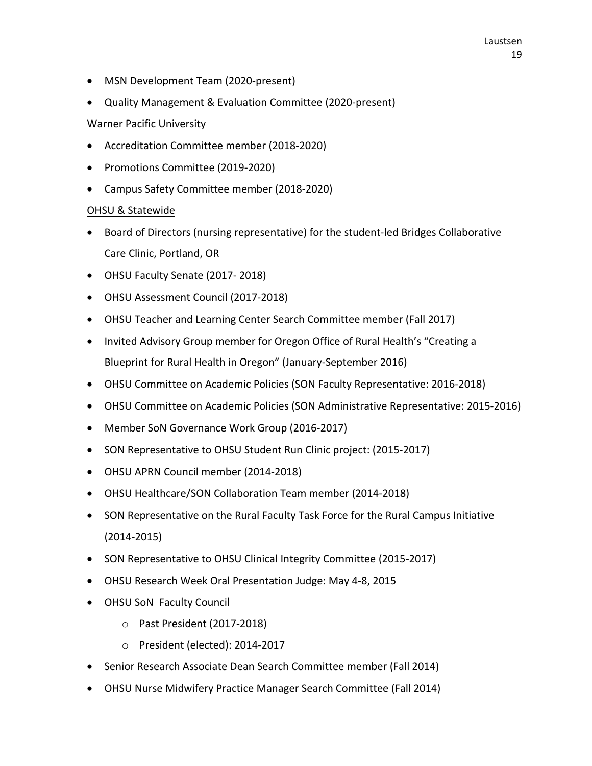- MSN Development Team (2020-present)
- Quality Management & Evaluation Committee (2020-present)

<u>Warner Pacific University</u>

- Accreditation Committee member (2018-2020)
- Promotions Committee (2019-2020)
- Campus Safety Committee member (2018-2020)

<u>OHSU & Statewide</u>

- Board of Directors (nursing representative) for the student-led Bridges Collaborative Care Clinic, Portland, OR
- OHSU Faculty Senate (2017- 2018)
- OHSU Assessment Council (2017-2018)
- OHSU Teacher and Learning Center Search Committee member (Fall 2017)
- Invited Advisory Group member for Oregon Office of Rural Health's "Creating a Blueprint for Rural Health in Oregon" (January-September 2016)
- OHSU Committee on Academic Policies (SON Faculty Representative: 2016-2018)
- OHSU Committee on Academic Policies (SON Administrative Representative: 2015-2016)
- Member SoN Governance Work Group (2016-2017)
- SON Representative to OHSU Student Run Clinic project: (2015-2017)
- OHSU APRN Council member (2014-2018)
- OHSU Healthcare/SON Collaboration Team member (2014-2018)
- SON Representative on the Rural Faculty Task Force for the Rural Campus Initiative (2014-2015)
- SON Representative to OHSU Clinical Integrity Committee (2015-2017)
- OHSU Research Week Oral Presentation Judge: May 4-8, 2015
- OHSU SoN Faculty Council
    - Past President (2017-2018)
    - President (elected): 2014-2017
- Senior Research Associate Dean Search Committee member (Fall 2014)
- OHSU Nurse Midwifery Practice Manager Search Committee (Fall 2014)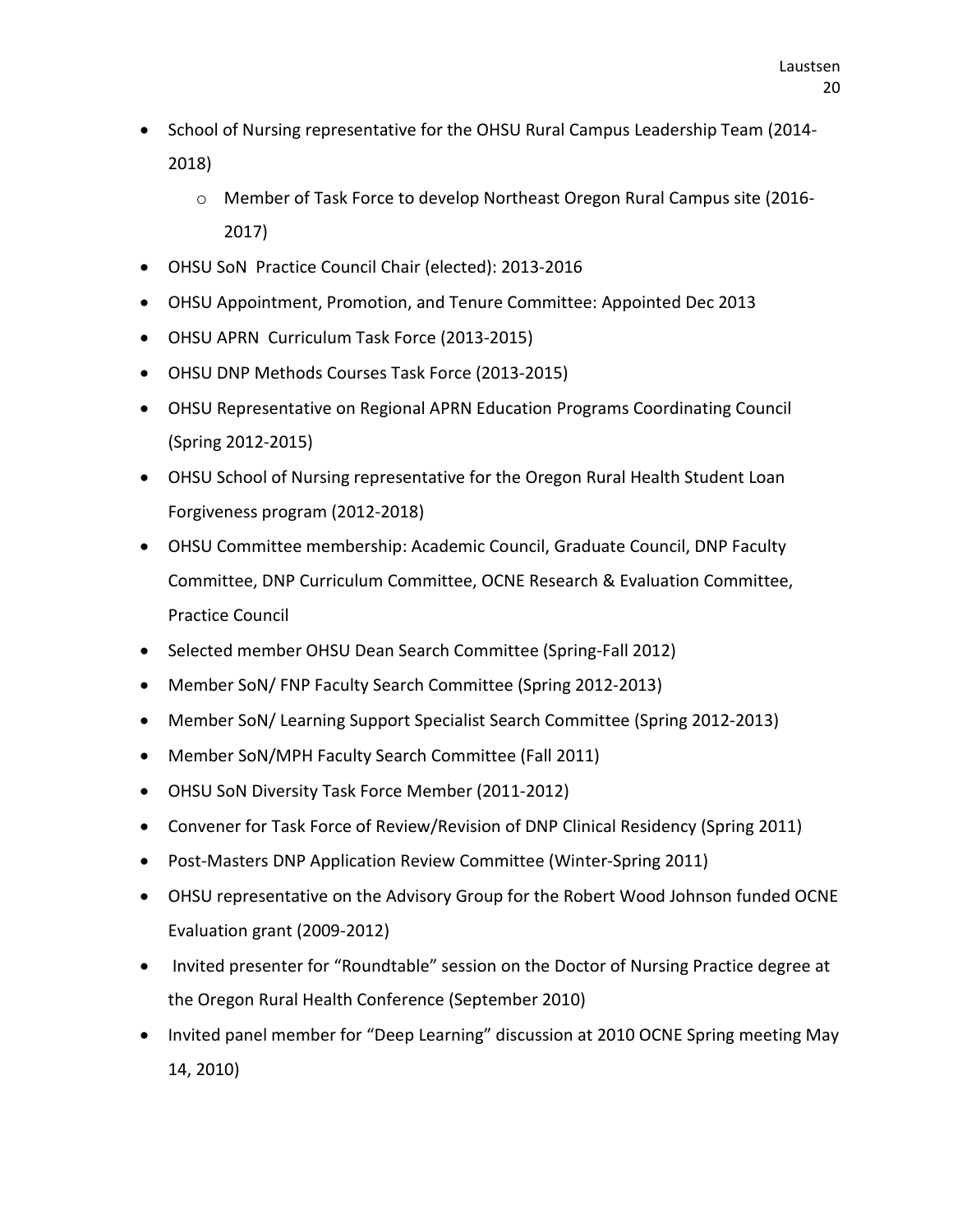- School of Nursing representative for the OHSU Rural Campus Leadership Team (2014-2018)
    - Member of Task Force to develop Northeast Oregon Rural Campus site (2016-2017)
- OHSU SoN  Practice Council Chair (elected): 2013-2016
- OHSU Appointment, Promotion, and Tenure Committee: Appointed Dec 2013
- OHSU APRN  Curriculum Task Force (2013-2015)
- OHSU DNP Methods Courses Task Force (2013-2015)
- OHSU Representative on Regional APRN Education Programs Coordinating Council (Spring 2012-2015)
- OHSU School of Nursing representative for the Oregon Rural Health Student Loan Forgiveness program (2012-2018)
- OHSU Committee membership: Academic Council, Graduate Council, DNP Faculty Committee, DNP Curriculum Committee, OCNE Research & Evaluation Committee, Practice Council
- Selected member OHSU Dean Search Committee (Spring-Fall 2012)
- Member SoN/ FNP Faculty Search Committee (Spring 2012-2013)
- Member SoN/ Learning Support Specialist Search Committee (Spring 2012-2013)
- Member SoN/MPH Faculty Search Committee (Fall 2011)
- OHSU SoN Diversity Task Force Member (2011-2012)
- Convener for Task Force of Review/Revision of DNP Clinical Residency (Spring 2011)
- Post-Masters DNP Application Review Committee (Winter-Spring 2011)
- OHSU representative on the Advisory Group for the Robert Wood Johnson funded OCNE Evaluation grant (2009-2012)
- Invited presenter for "Roundtable" session on the Doctor of Nursing Practice degree at the Oregon Rural Health Conference (September 2010)
- Invited panel member for "Deep Learning" discussion at 2010 OCNE Spring meeting May 14, 2010)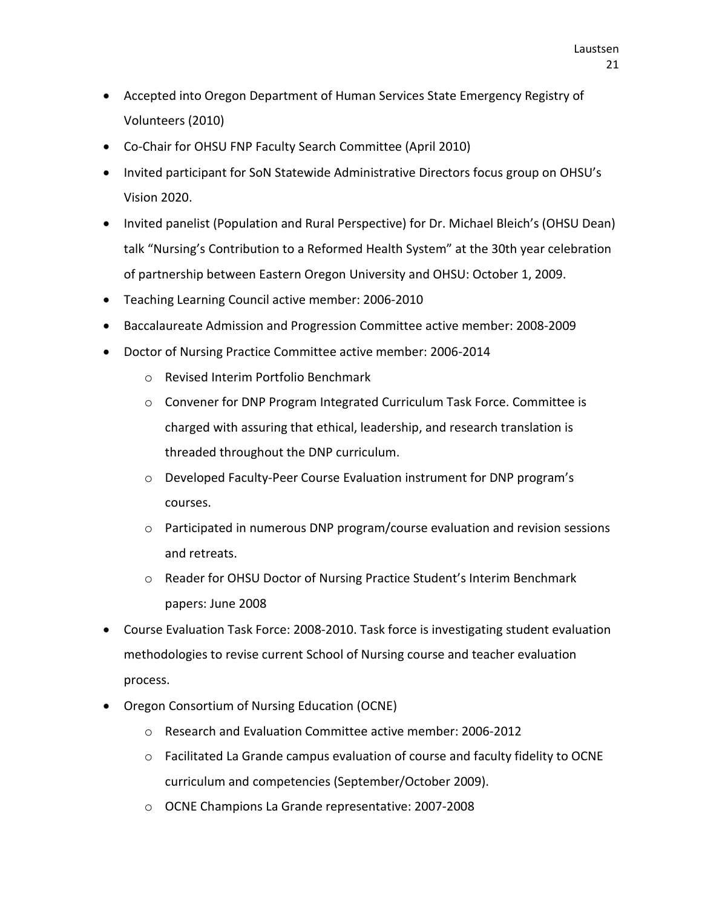- Accepted into Oregon Department of Human Services State Emergency Registry of Volunteers (2010)
- Co-Chair for OHSU FNP Faculty Search Committee (April 2010)
- Invited participant for SoN Statewide Administrative Directors focus group on OHSU's Vision 2020.
- Invited panelist (Population and Rural Perspective) for Dr. Michael Bleich's (OHSU Dean) talk "Nursing's Contribution to a Reformed Health System" at the 30th year celebration of partnership between Eastern Oregon University and OHSU: October 1, 2009.
- Teaching Learning Council active member: 2006-2010
- Baccalaureate Admission and Progression Committee active member: 2008-2009
- Doctor of Nursing Practice Committee active member: 2006-2014
  - Revised Interim Portfolio Benchmark
  - Convener for DNP Program Integrated Curriculum Task Force. Committee is charged with assuring that ethical, leadership, and research translation is threaded throughout the DNP curriculum.
  - Developed Faculty-Peer Course Evaluation instrument for DNP program's courses.
  - Participated in numerous DNP program/course evaluation and revision sessions and retreats.
  - Reader for OHSU Doctor of Nursing Practice Student's Interim Benchmark papers: June 2008
- Course Evaluation Task Force: 2008-2010. Task force is investigating student evaluation methodologies to revise current School of Nursing course and teacher evaluation process.
- Oregon Consortium of Nursing Education (OCNE)
  - Research and Evaluation Committee active member: 2006-2012
  - Facilitated La Grande campus evaluation of course and faculty fidelity to OCNE curriculum and competencies (September/October 2009).
  - OCNE Champions La Grande representative: 2007-2008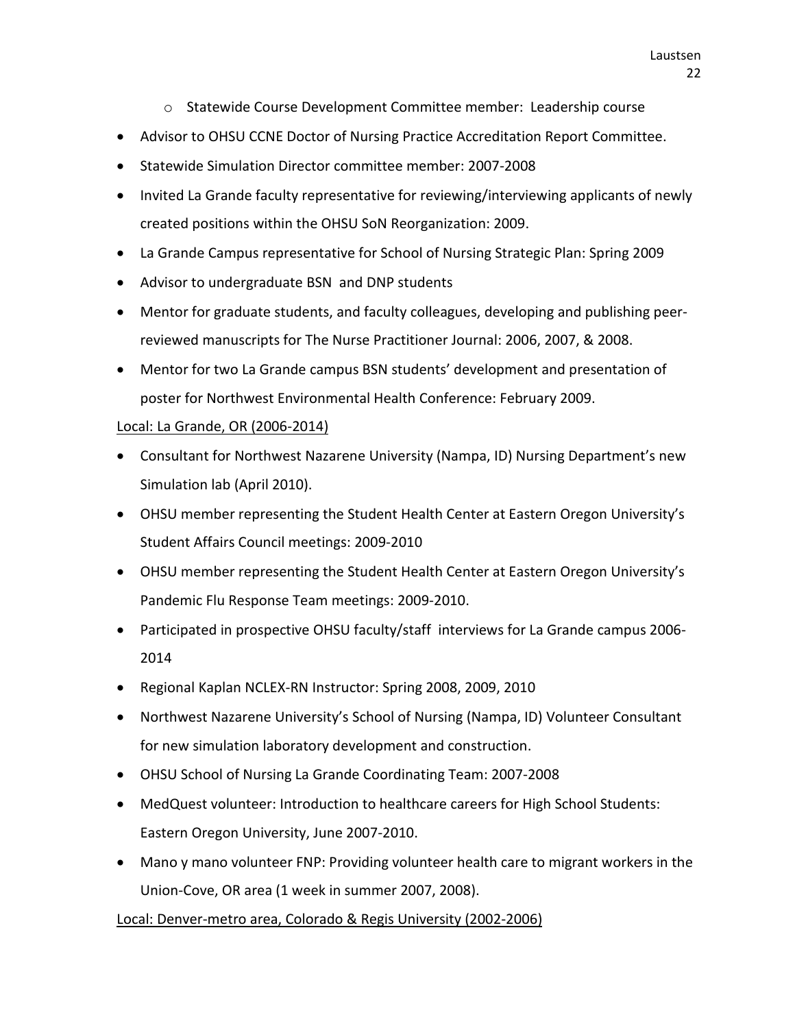- Statewide Course Development Committee member: Leadership course

- Advisor to OHSU CCNE Doctor of Nursing Practice Accreditation Report Committee.
- Statewide Simulation Director committee member: 2007-2008
- Invited La Grande faculty representative for reviewing/interviewing applicants of newly created positions within the OHSU SoN Reorganization: 2009.
- La Grande Campus representative for School of Nursing Strategic Plan: Spring 2009
- Advisor to undergraduate BSN and DNP students
- Mentor for graduate students, and faculty colleagues, developing and publishing peer-reviewed manuscripts for The Nurse Practitioner Journal: 2006, 2007, & 2008.
- Mentor for two La Grande campus BSN students' development and presentation of poster for Northwest Environmental Health Conference: February 2009.

<u>Local: La Grande, OR (2006-2014)</u>

- Consultant for Northwest Nazarene University (Nampa, ID) Nursing Department's new Simulation lab (April 2010).
- OHSU member representing the Student Health Center at Eastern Oregon University's Student Affairs Council meetings: 2009-2010
- OHSU member representing the Student Health Center at Eastern Oregon University's Pandemic Flu Response Team meetings: 2009-2010.
- Participated in prospective OHSU faculty/staff interviews for La Grande campus 2006-2014
- Regional Kaplan NCLEX-RN Instructor: Spring 2008, 2009, 2010
- Northwest Nazarene University's School of Nursing (Nampa, ID) Volunteer Consultant for new simulation laboratory development and construction.
- OHSU School of Nursing La Grande Coordinating Team: 2007-2008
- MedQuest volunteer: Introduction to healthcare careers for High School Students: Eastern Oregon University, June 2007-2010.
- Mano y mano volunteer FNP: Providing volunteer health care to migrant workers in the Union-Cove, OR area (1 week in summer 2007, 2008).

<u>Local: Denver-metro area, Colorado & Regis University (2002-2006)</u>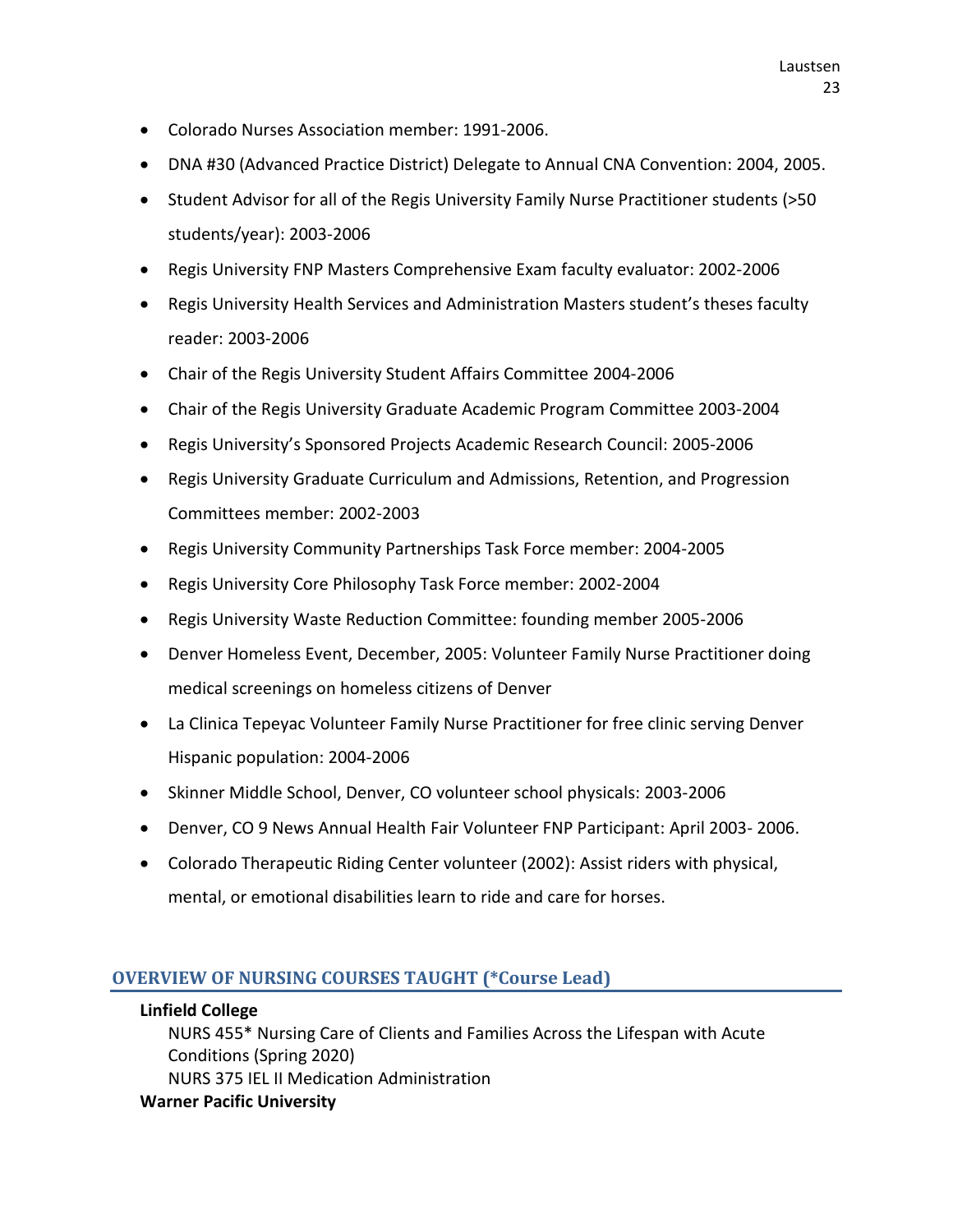- Colorado Nurses Association member: 1991-2006.
- DNA #30 (Advanced Practice District) Delegate to Annual CNA Convention: 2004, 2005.
- Student Advisor for all of the Regis University Family Nurse Practitioner students (>50 students/year): 2003-2006
- Regis University FNP Masters Comprehensive Exam faculty evaluator: 2002-2006
- Regis University Health Services and Administration Masters student's theses faculty reader: 2003-2006
- Chair of the Regis University Student Affairs Committee 2004-2006
- Chair of the Regis University Graduate Academic Program Committee 2003-2004
- Regis University's Sponsored Projects Academic Research Council: 2005-2006
- Regis University Graduate Curriculum and Admissions, Retention, and Progression Committees member: 2002-2003
- Regis University Community Partnerships Task Force member: 2004-2005
- Regis University Core Philosophy Task Force member: 2002-2004
- Regis University Waste Reduction Committee: founding member 2005-2006
- Denver Homeless Event, December, 2005: Volunteer Family Nurse Practitioner doing medical screenings on homeless citizens of Denver
- La Clinica Tepeyac Volunteer Family Nurse Practitioner for free clinic serving Denver Hispanic population: 2004-2006
- Skinner Middle School, Denver, CO volunteer school physicals: 2003-2006
- Denver, CO 9 News Annual Health Fair Volunteer FNP Participant: April 2003- 2006.
- Colorado Therapeutic Riding Center volunteer (2002): Assist riders with physical, mental, or emotional disabilities learn to ride and care for horses.

## OVERVIEW OF NURSING COURSES TAUGHT (*Course Lead)

**Linfield College**

NURS 455* Nursing Care of Clients and Families Across the Lifespan with Acute Conditions (Spring 2020)

NURS 375 IEL II Medication Administration

**Warner Pacific University**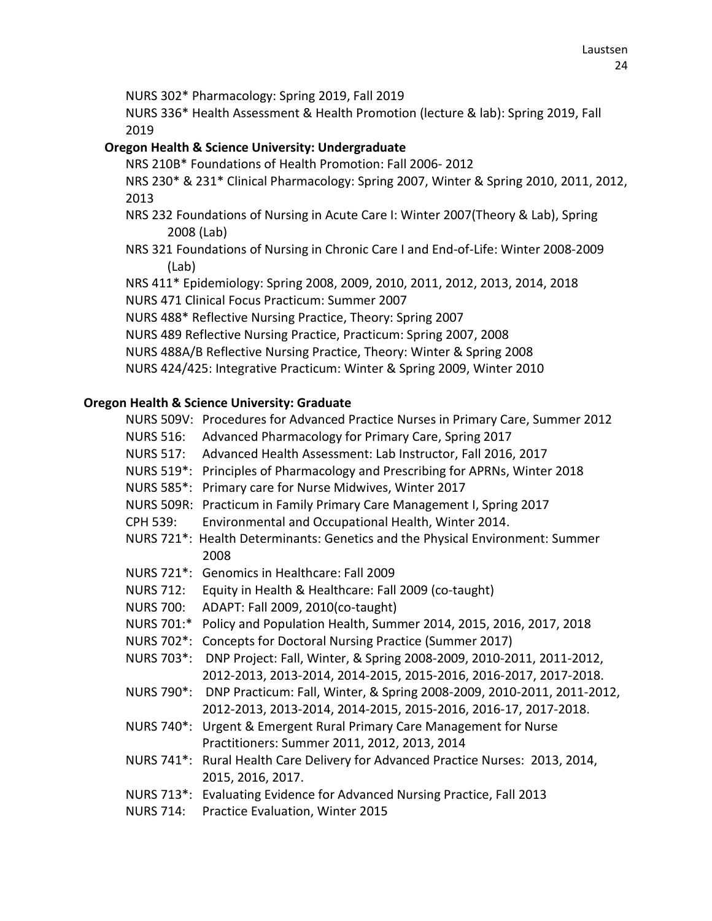NURS 302* Pharmacology: Spring 2019, Fall 2019

NURS 336* Health Assessment & Health Promotion (lecture & lab): Spring 2019, Fall 2019

**Oregon Health & Science University: Undergraduate**

NRS 210B* Foundations of Health Promotion: Fall 2006- 2012

NRS 230* & 231* Clinical Pharmacology: Spring 2007, Winter & Spring 2010, 2011, 2012, 2013

NRS 232 Foundations of Nursing in Acute Care I: Winter 2007(Theory & Lab), Spring 2008 (Lab)

NRS 321 Foundations of Nursing in Chronic Care I and End-of-Life: Winter 2008-2009 (Lab)

NRS 411* Epidemiology: Spring 2008, 2009, 2010, 2011, 2012, 2013, 2014, 2018

NURS 471 Clinical Focus Practicum: Summer 2007

NURS 488* Reflective Nursing Practice, Theory: Spring 2007

NURS 489 Reflective Nursing Practice, Practicum: Spring 2007, 2008

NURS 488A/B Reflective Nursing Practice, Theory: Winter & Spring 2008

NURS 424/425: Integrative Practicum: Winter & Spring 2009, Winter 2010

**Oregon Health & Science University: Graduate**

NURS 509V: Procedures for Advanced Practice Nurses in Primary Care, Summer 2012

NURS 516: Advanced Pharmacology for Primary Care, Spring 2017

NURS 517: Advanced Health Assessment: Lab Instructor, Fall 2016, 2017

NURS 519*: Principles of Pharmacology and Prescribing for APRNs, Winter 2018

NURS 585*: Primary care for Nurse Midwives, Winter 2017

NURS 509R: Practicum in Family Primary Care Management I, Spring 2017

CPH 539: Environmental and Occupational Health, Winter 2014.

NURS 721*: Health Determinants: Genetics and the Physical Environment: Summer 2008

NURS 721*: Genomics in Healthcare: Fall 2009

NURS 712: Equity in Health & Healthcare: Fall 2009 (co-taught)

NURS 700: ADAPT: Fall 2009, 2010(co-taught)

NURS 701:* Policy and Population Health, Summer 2014, 2015, 2016, 2017, 2018

NURS 702*: Concepts for Doctoral Nursing Practice (Summer 2017)

NURS 703*: DNP Project: Fall, Winter, & Spring 2008-2009, 2010-2011, 2011-2012, 2012-2013, 2013-2014, 2014-2015, 2015-2016, 2016-2017, 2017-2018.

NURS 790*: DNP Practicum: Fall, Winter, & Spring 2008-2009, 2010-2011, 2011-2012, 2012-2013, 2013-2014, 2014-2015, 2015-2016, 2016-17, 2017-2018.

NURS 740*: Urgent & Emergent Rural Primary Care Management for Nurse Practitioners: Summer 2011, 2012, 2013, 2014

NURS 741*: Rural Health Care Delivery for Advanced Practice Nurses: 2013, 2014, 2015, 2016, 2017.

NURS 713*: Evaluating Evidence for Advanced Nursing Practice, Fall 2013

NURS 714: Practice Evaluation, Winter 2015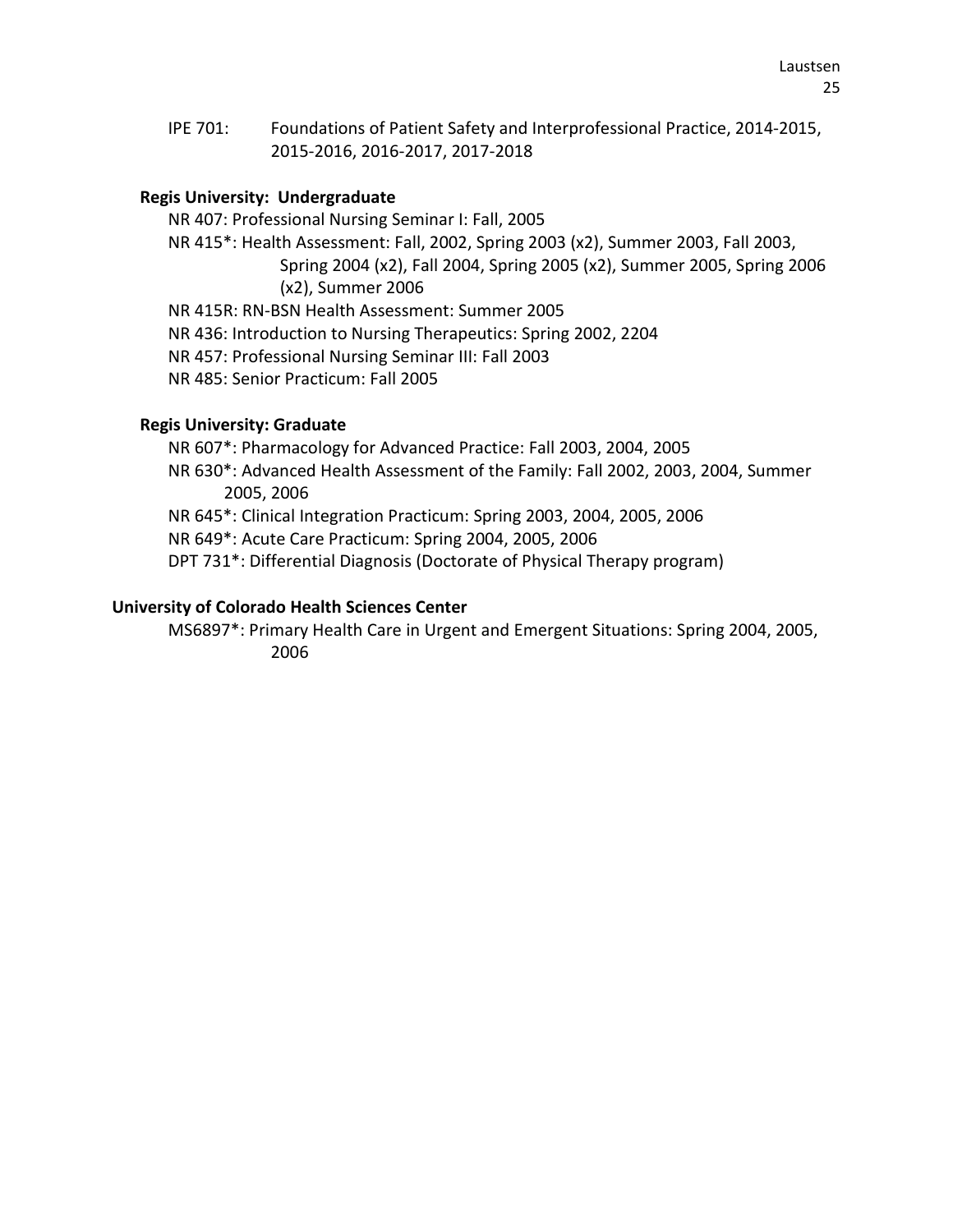IPE 701: Foundations of Patient Safety and Interprofessional Practice, 2014-2015, 2015-2016, 2016-2017, 2017-2018

**Regis University: Undergraduate**

NR 407: Professional Nursing Seminar I: Fall, 2005

NR 415*: Health Assessment: Fall, 2002, Spring 2003 (x2), Summer 2003, Fall 2003, Spring 2004 (x2), Fall 2004, Spring 2005 (x2), Summer 2005, Spring 2006 (x2), Summer 2006

NR 415R: RN-BSN Health Assessment: Summer 2005

NR 436: Introduction to Nursing Therapeutics: Spring 2002, 2204

NR 457: Professional Nursing Seminar III: Fall 2003

NR 485: Senior Practicum: Fall 2005

**Regis University: Graduate**

NR 607*: Pharmacology for Advanced Practice: Fall 2003, 2004, 2005

NR 630*: Advanced Health Assessment of the Family: Fall 2002, 2003, 2004, Summer 2005, 2006

NR 645*: Clinical Integration Practicum: Spring 2003, 2004, 2005, 2006

NR 649*: Acute Care Practicum: Spring 2004, 2005, 2006

DPT 731*: Differential Diagnosis (Doctorate of Physical Therapy program)

**University of Colorado Health Sciences Center**

MS6897*: Primary Health Care in Urgent and Emergent Situations: Spring 2004, 2005, 2006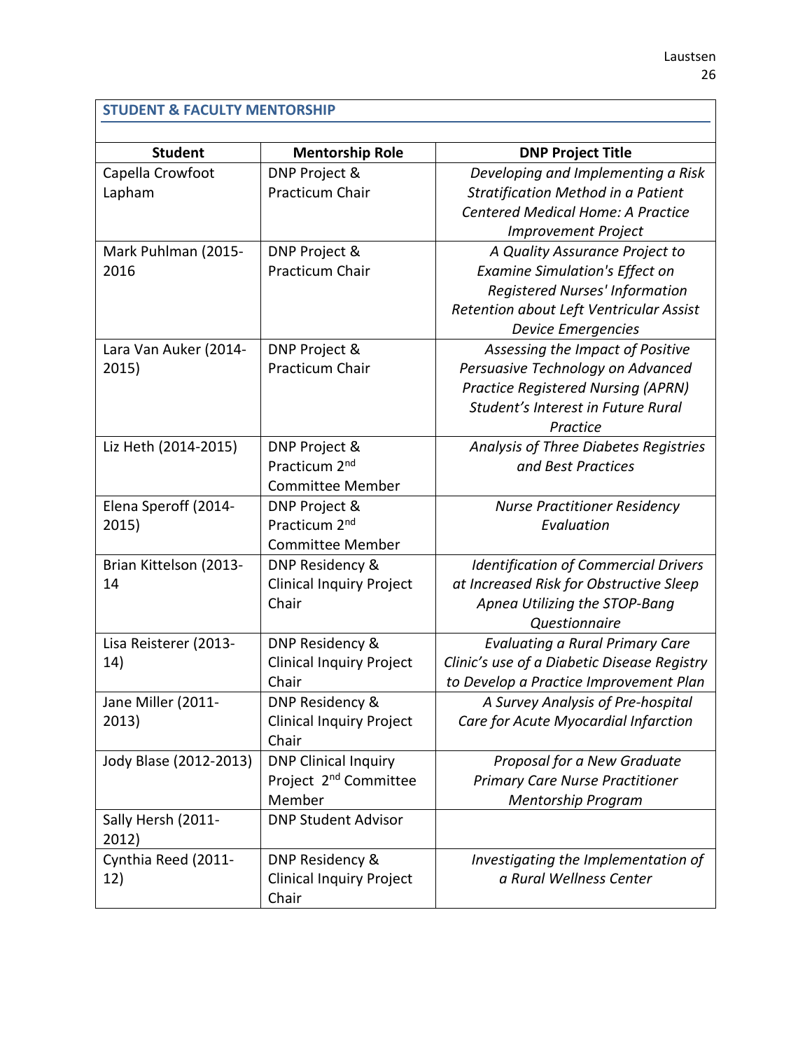## STUDENT & FACULTY MENTORSHIP

| Student | Mentorship Role | DNP Project Title |
|---|---|---|
| Capella Crowfoot Lapham | DNP Project & Practicum Chair | *Developing and Implementing a Risk Stratification Method in a Patient Centered Medical Home: A Practice Improvement Project* |
| Mark Puhlman (2015-2016 | DNP Project & Practicum Chair | *A Quality Assurance Project to Examine Simulation's Effect on Registered Nurses' Information Retention about Left Ventricular Assist Device Emergencies* |
| Lara Van Auker (2014-2015) | DNP Project & Practicum Chair | *Assessing the Impact of Positive Persuasive Technology on Advanced Practice Registered Nursing (APRN) Student's Interest in Future Rural Practice* |
| Liz Heth (2014-2015) | DNP Project & Practicum 2nd Committee Member | *Analysis of Three Diabetes Registries and Best Practices* |
| Elena Speroff (2014-2015) | DNP Project & Practicum 2nd Committee Member | *Nurse Practitioner Residency Evaluation* |
| Brian Kittelson (2013-14 | DNP Residency & Clinical Inquiry Project Chair | *Identification of Commercial Drivers at Increased Risk for Obstructive Sleep Apnea Utilizing the STOP-Bang Questionnaire* |
| Lisa Reisterer (2013-14) | DNP Residency & Clinical Inquiry Project Chair | *Evaluating a Rural Primary Care Clinic's use of a Diabetic Disease Registry to Develop a Practice Improvement Plan* |
| Jane Miller (2011-2013) | DNP Residency & Clinical Inquiry Project Chair | *A Survey Analysis of Pre-hospital Care for Acute Myocardial Infarction* |
| Jody Blase (2012-2013) | DNP Clinical Inquiry Project 2nd Committee Member | *Proposal for a New Graduate Primary Care Nurse Practitioner Mentorship Program* |
| Sally Hersh (2011-2012) | DNP Student Advisor | |
| Cynthia Reed (2011-12) | DNP Residency & Clinical Inquiry Project Chair | *Investigating the Implementation of a Rural Wellness Center* |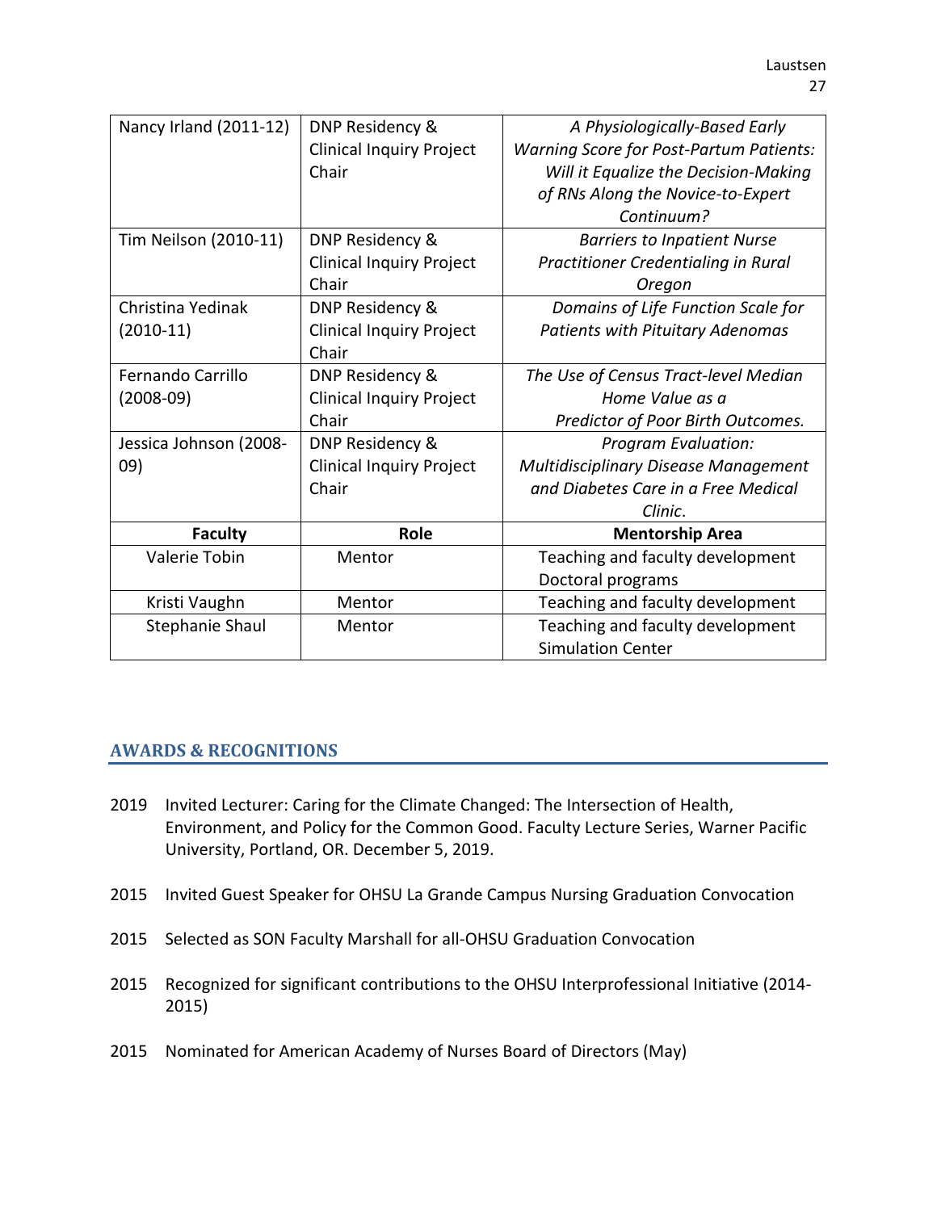| | | |
|---|---|---|
| Nancy Irland (2011-12) | DNP Residency & Clinical Inquiry Project Chair | *A Physiologically-Based Early Warning Score for Post-Partum Patients: Will it Equalize the Decision-Making of RNs Along the Novice-to-Expert Continuum?* |
| Tim Neilson (2010-11) | DNP Residency & Clinical Inquiry Project Chair | *Barriers to Inpatient Nurse Practitioner Credentialing in Rural Oregon* |
| Christina Yedinak (2010-11) | DNP Residency & Clinical Inquiry Project Chair | *Domains of Life Function Scale for Patients with Pituitary Adenomas* |
| Fernando Carrillo (2008-09) | DNP Residency & Clinical Inquiry Project Chair | *The Use of Census Tract-level Median Home Value as a Predictor of Poor Birth Outcomes.* |
| Jessica Johnson (2008-09) | DNP Residency & Clinical Inquiry Project Chair | *Program Evaluation: Multidisciplinary Disease Management and Diabetes Care in a Free Medical Clinic.* |
| **Faculty** | **Role** | **Mentorship Area** |
| Valerie Tobin | Mentor | Teaching and faculty development<br>Doctoral programs |
| Kristi Vaughn | Mentor | Teaching and faculty development |
| Stephanie Shaul | Mentor | Teaching and faculty development<br>Simulation Center |

## AWARDS & RECOGNITIONS

2019 Invited Lecturer: Caring for the Climate Changed: The Intersection of Health, Environment, and Policy for the Common Good. Faculty Lecture Series, Warner Pacific University, Portland, OR. December 5, 2019.

2015 Invited Guest Speaker for OHSU La Grande Campus Nursing Graduation Convocation

2015 Selected as SON Faculty Marshall for all-OHSU Graduation Convocation

2015 Recognized for significant contributions to the OHSU Interprofessional Initiative (2014-2015)

2015 Nominated for American Academy of Nurses Board of Directors (May)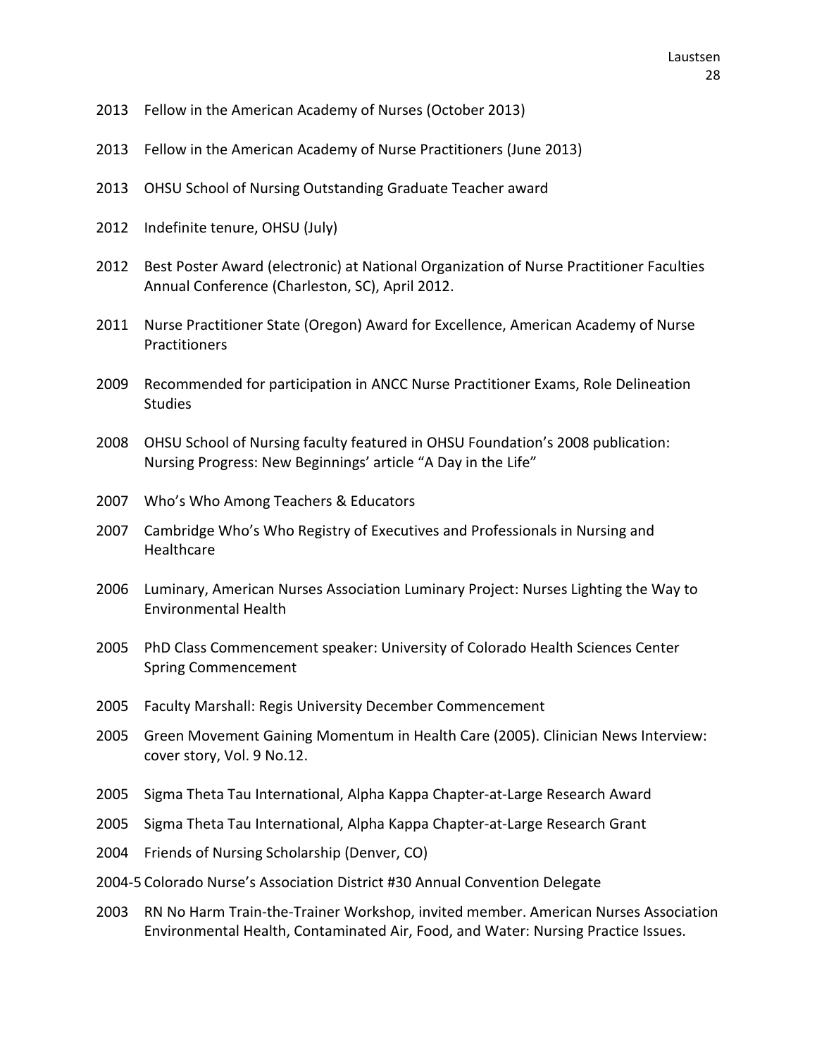2013 Fellow in the American Academy of Nurses (October 2013)

2013 Fellow in the American Academy of Nurse Practitioners (June 2013)

2013 OHSU School of Nursing Outstanding Graduate Teacher award

2012 Indefinite tenure, OHSU (July)

2012 Best Poster Award (electronic) at National Organization of Nurse Practitioner Faculties Annual Conference (Charleston, SC), April 2012.

2011 Nurse Practitioner State (Oregon) Award for Excellence, American Academy of Nurse Practitioners

2009 Recommended for participation in ANCC Nurse Practitioner Exams, Role Delineation Studies

2008 OHSU School of Nursing faculty featured in OHSU Foundation's 2008 publication: Nursing Progress: New Beginnings' article "A Day in the Life"

2007 Who's Who Among Teachers & Educators

2007 Cambridge Who's Who Registry of Executives and Professionals in Nursing and Healthcare

2006 Luminary, American Nurses Association Luminary Project: Nurses Lighting the Way to Environmental Health

2005 PhD Class Commencement speaker: University of Colorado Health Sciences Center Spring Commencement

2005 Faculty Marshall: Regis University December Commencement

2005 Green Movement Gaining Momentum in Health Care (2005). Clinician News Interview: cover story, Vol. 9 No.12.

2005 Sigma Theta Tau International, Alpha Kappa Chapter-at-Large Research Award

2005 Sigma Theta Tau International, Alpha Kappa Chapter-at-Large Research Grant

2004 Friends of Nursing Scholarship (Denver, CO)

2004-5 Colorado Nurse's Association District #30 Annual Convention Delegate

2003 RN No Harm Train-the-Trainer Workshop, invited member. American Nurses Association Environmental Health, Contaminated Air, Food, and Water: Nursing Practice Issues.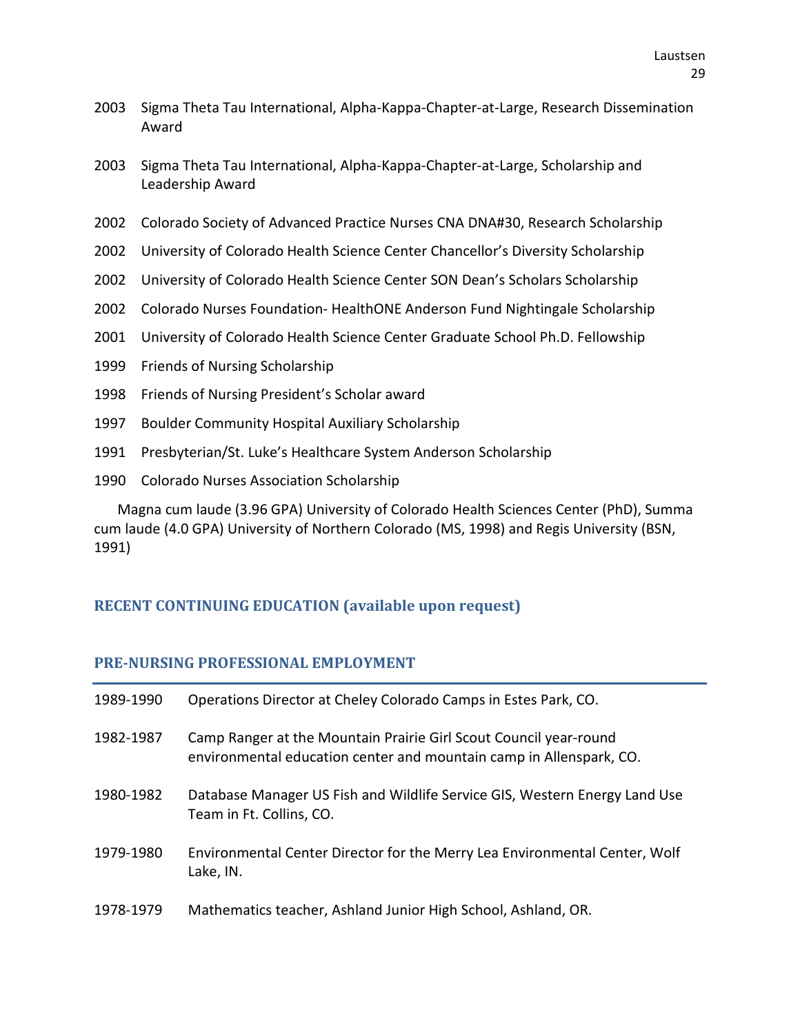2003 Sigma Theta Tau International, Alpha-Kappa-Chapter-at-Large, Research Dissemination Award

2003 Sigma Theta Tau International, Alpha-Kappa-Chapter-at-Large, Scholarship and Leadership Award

2002 Colorado Society of Advanced Practice Nurses CNA DNA#30, Research Scholarship

2002 University of Colorado Health Science Center Chancellor's Diversity Scholarship

2002 University of Colorado Health Science Center SON Dean's Scholars Scholarship

2002 Colorado Nurses Foundation- HealthONE Anderson Fund Nightingale Scholarship

2001 University of Colorado Health Science Center Graduate School Ph.D. Fellowship

1999 Friends of Nursing Scholarship

1998 Friends of Nursing President's Scholar award

1997 Boulder Community Hospital Auxiliary Scholarship

1991 Presbyterian/St. Luke's Healthcare System Anderson Scholarship

1990 Colorado Nurses Association Scholarship

Magna cum laude (3.96 GPA) University of Colorado Health Sciences Center (PhD), Summa cum laude (4.0 GPA) University of Northern Colorado (MS, 1998) and Regis University (BSN, 1991)

## RECENT CONTINUING EDUCATION (available upon request)

## PRE-NURSING PROFESSIONAL EMPLOYMENT

1989-1990 Operations Director at Cheley Colorado Camps in Estes Park, CO.

1982-1987 Camp Ranger at the Mountain Prairie Girl Scout Council year-round environmental education center and mountain camp in Allenspark, CO.

1980-1982 Database Manager US Fish and Wildlife Service GIS, Western Energy Land Use Team in Ft. Collins, CO.

1979-1980 Environmental Center Director for the Merry Lea Environmental Center, Wolf Lake, IN.

1978-1979 Mathematics teacher, Ashland Junior High School, Ashland, OR.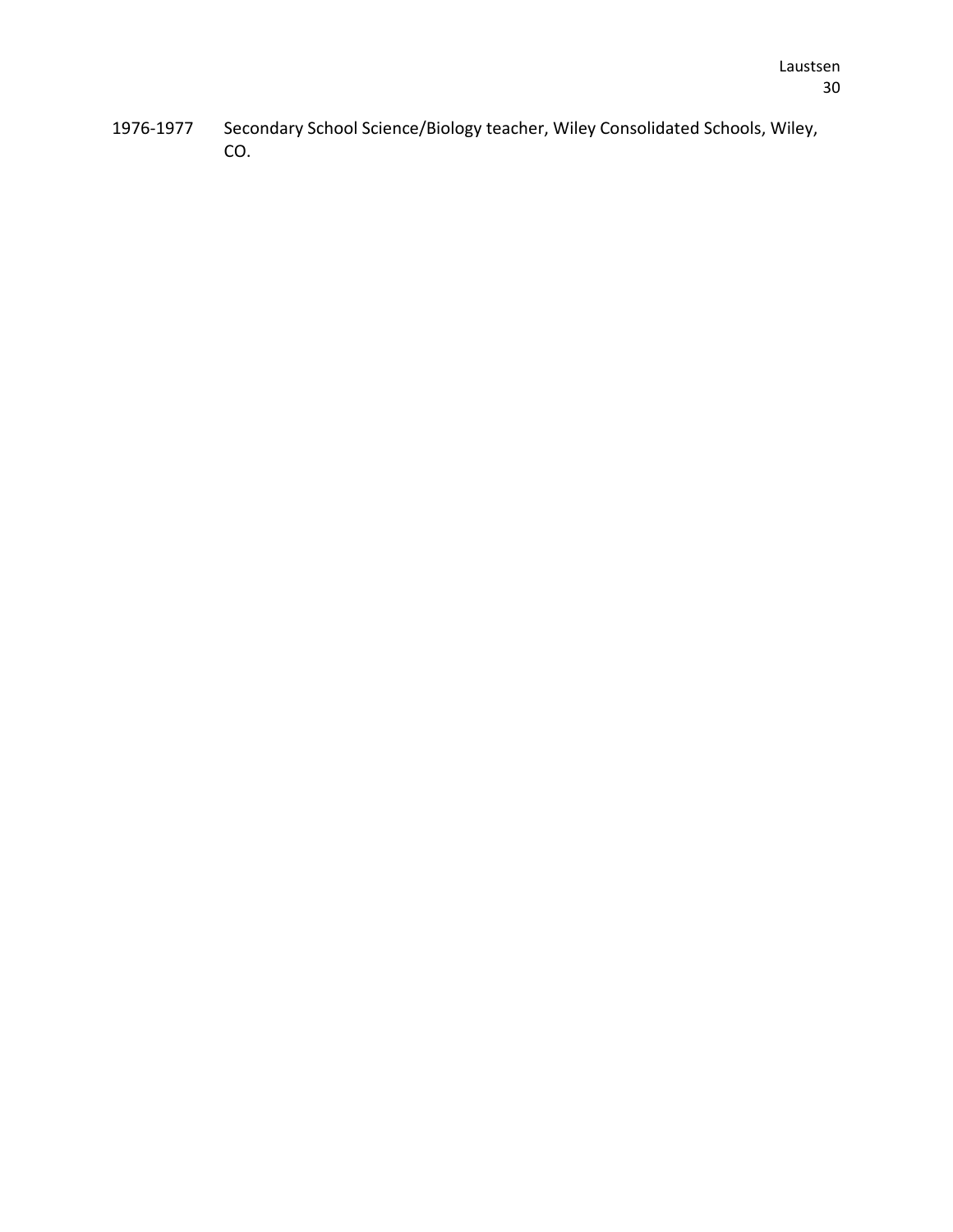1976-1977 Secondary School Science/Biology teacher, Wiley Consolidated Schools, Wiley, CO.